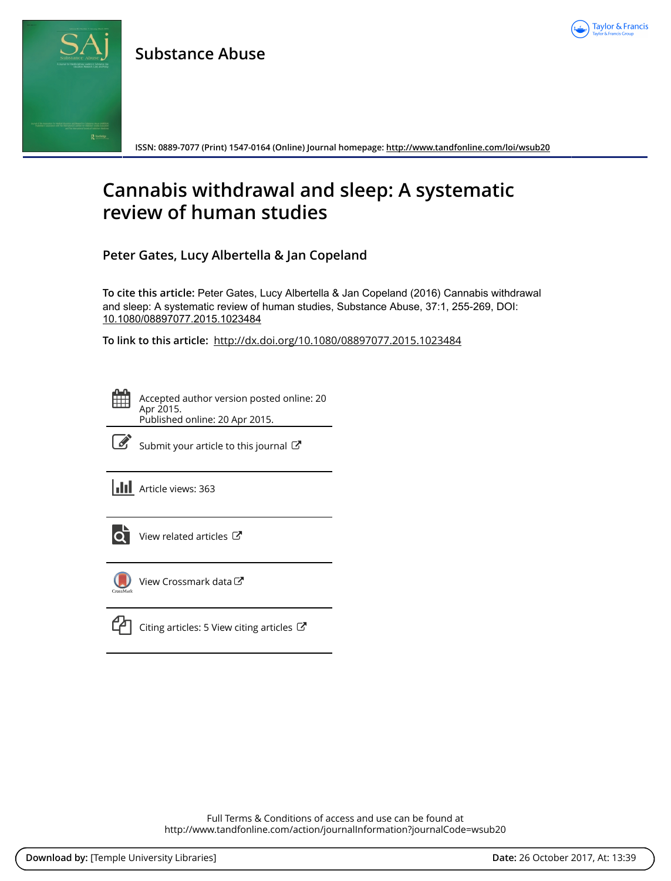Substance Abuse

ISSN: 0889-7077 (Print) 1547-0164 (Online) Journal homepage: http://www.tandfonline.com/loi/wsub20

# Cannabis withdrawal and sleep: A systematic review of human studies

Peter Gates, Lucy Albertella & Jan Copeland

**To cite this article:** Peter Gates, Lucy Albertella & Jan Copeland (2016) Cannabis withdrawal and sleep: A systematic review of human studies, Substance Abuse, 37:1, 255-269, DOI: 10.1080/08897077.2015.1023484

**To link to this article:** http://dx.doi.org/10.1080/08897077.2015.1023484

Accepted author version posted online: 20 Apr 2015.
Published online: 20 Apr 2015.

Submit your article to this journal

Article views: 363

View related articles

View Crossmark data

Citing articles: 5 View citing articles

Full Terms & Conditions of access and use can be found at
http://www.tandfonline.com/action/journalInformation?journalCode=wsub20

**Download by:** [Temple University Libraries] **Date:** 26 October 2017, At: 13:39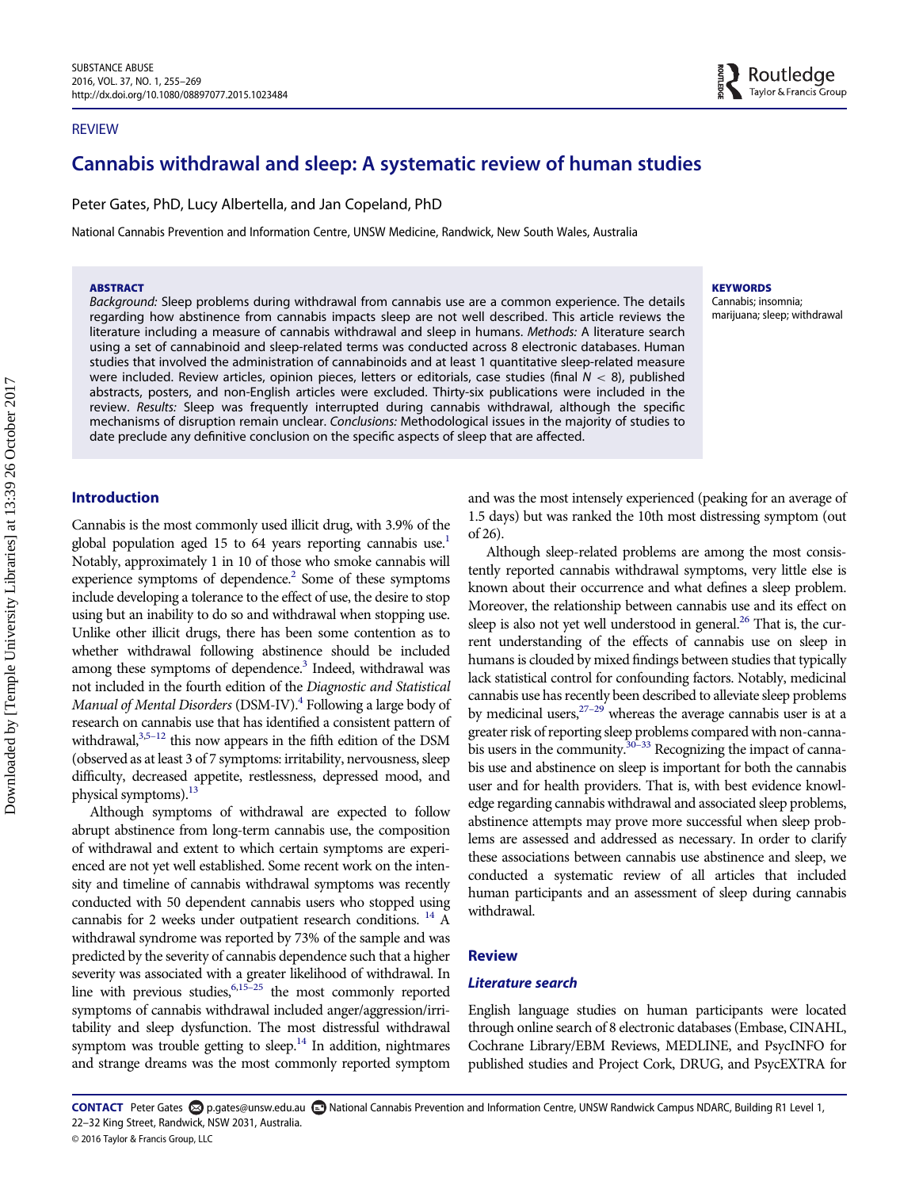REVIEW

# Cannabis withdrawal and sleep: A systematic review of human studies

Peter Gates, PhD, Lucy Albertella, and Jan Copeland, PhD

National Cannabis Prevention and Information Centre, UNSW Medicine, Randwick, New South Wales, Australia

**ABSTRACT**

*Background:* Sleep problems during withdrawal from cannabis use are a common experience. The details regarding how abstinence from cannabis impacts sleep are not well described. This article reviews the literature including a measure of cannabis withdrawal and sleep in humans. *Methods:* A literature search using a set of cannabinoid and sleep-related terms was conducted across 8 electronic databases. Human studies that involved the administration of cannabinoids and at least 1 quantitative sleep-related measure were included. Review articles, opinion pieces, letters or editorials, case studies (final $N < 8$), published abstracts, posters, and non-English articles were excluded. Thirty-six publications were included in the review. *Results:* Sleep was frequently interrupted during cannabis withdrawal, although the specific mechanisms of disruption remain unclear. *Conclusions:* Methodological issues in the majority of studies to date preclude any definitive conclusion on the specific aspects of sleep that are affected.

**KEYWORDS**

Cannabis; insomnia; marijuana; sleep; withdrawal

## Introduction

Cannabis is the most commonly used illicit drug, with 3.9% of the global population aged 15 to 64 years reporting cannabis use.[1] Notably, approximately 1 in 10 of those who smoke cannabis will experience symptoms of dependence.[2] Some of these symptoms include developing a tolerance to the effect of use, the desire to stop using but an inability to do so and withdrawal when stopping use. Unlike other illicit drugs, there has been some contention as to whether withdrawal following abstinence should be included among these symptoms of dependence.[3] Indeed, withdrawal was not included in the fourth edition of the *Diagnostic and Statistical Manual of Mental Disorders* (DSM-IV).[4] Following a large body of research on cannabis use that has identified a consistent pattern of withdrawal,[3,5–12] this now appears in the fifth edition of the DSM (observed as at least 3 of 7 symptoms: irritability, nervousness, sleep difficulty, decreased appetite, restlessness, depressed mood, and physical symptoms).[13]

Although symptoms of withdrawal are expected to follow abrupt abstinence from long-term cannabis use, the composition of withdrawal and extent to which certain symptoms are experienced are not yet well established. Some recent work on the intensity and timeline of cannabis withdrawal symptoms was recently conducted with 50 dependent cannabis users who stopped using cannabis for 2 weeks under outpatient research conditions.[14] A withdrawal syndrome was reported by 73% of the sample and was predicted by the severity of cannabis dependence such that a higher severity was associated with a greater likelihood of withdrawal. In line with previous studies,[6,15–25] the most commonly reported symptoms of cannabis withdrawal included anger/aggression/irritability and sleep dysfunction. The most distressful withdrawal symptom was trouble getting to sleep.[14] In addition, nightmares and strange dreams was the most commonly reported symptom and was the most intensely experienced (peaking for an average of 1.5 days) but was ranked the 10th most distressing symptom (out of 26).

Although sleep-related problems are among the most consistently reported cannabis withdrawal symptoms, very little else is known about their occurrence and what defines a sleep problem. Moreover, the relationship between cannabis use and its effect on sleep is also not yet well understood in general.[26] That is, the current understanding of the effects of cannabis use on sleep in humans is clouded by mixed findings between studies that typically lack statistical control for confounding factors. Notably, medicinal cannabis use has recently been described to alleviate sleep problems by medicinal users,[27–29] whereas the average cannabis user is at a greater risk of reporting sleep problems compared with non-cannabis users in the community.[30–33] Recognizing the impact of cannabis use and abstinence on sleep is important for both the cannabis user and for health providers. That is, with best evidence knowledge regarding cannabis withdrawal and associated sleep problems, abstinence attempts may prove more successful when sleep problems are assessed and addressed as necessary. In order to clarify these associations between cannabis use abstinence and sleep, we conducted a systematic review of all articles that included human participants and an assessment of sleep during cannabis withdrawal.

## Review

### Literature search

English language studies on human participants were located through online search of 8 electronic databases (Embase, CINAHL, Cochrane Library/EBM Reviews, MEDLINE, and PsycINFO for published studies and Project Cork, DRUG, and PsycEXTRA for

**CONTACT** Peter Gates p.gates@unsw.edu.au National Cannabis Prevention and Information Centre, UNSW Randwick Campus NDARC, Building R1 Level 1, 22–32 King Street, Randwick, NSW 2031, Australia.

© 2016 Taylor & Francis Group, LLC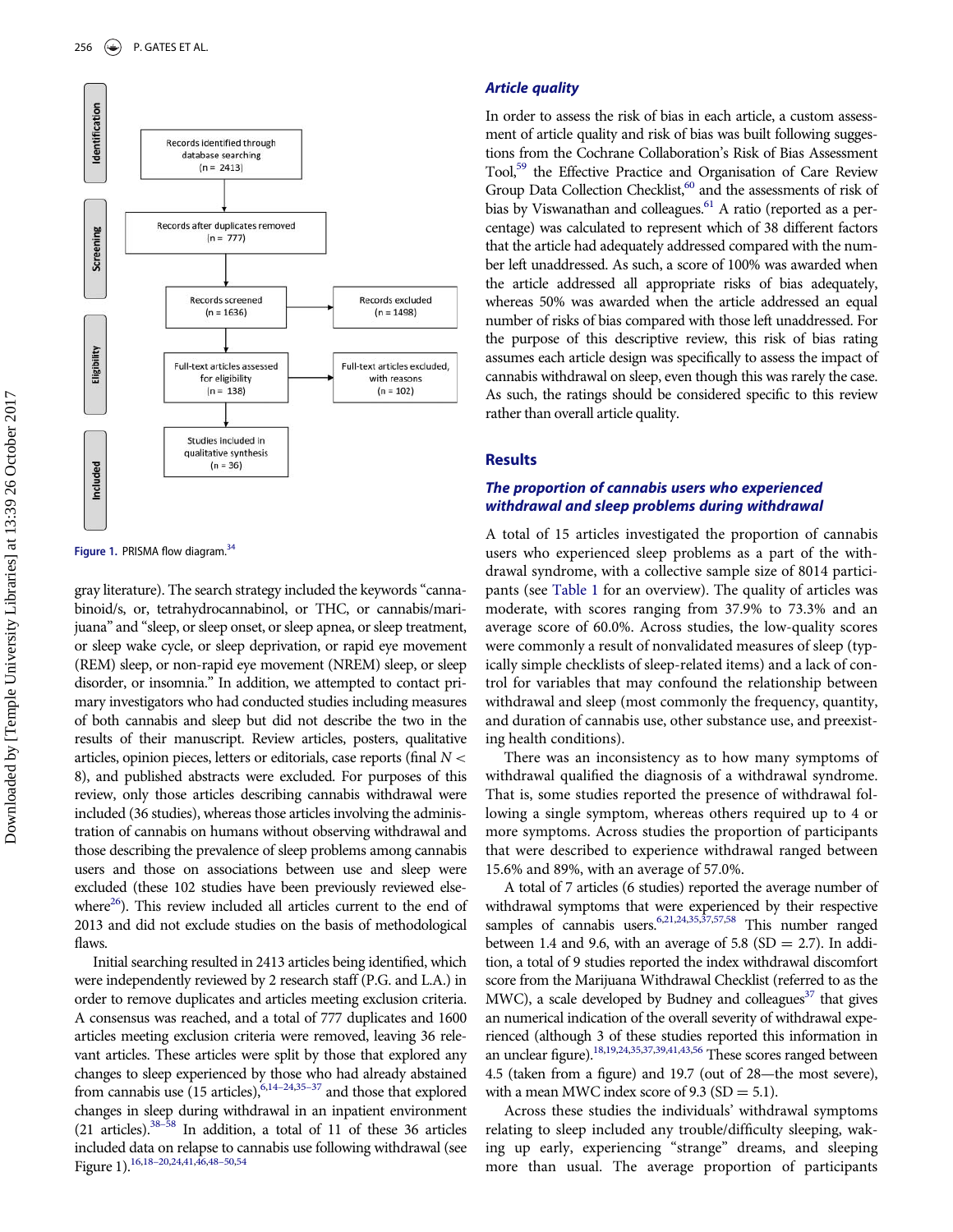Records identified through database searching (n = 2413)

Records after duplicates removed (n = 777)

Records screened (n = 1636)

Records excluded (n = 1498)

Full-text articles assessed for eligibility (n = 138)

Full-text articles excluded, with reasons (n = 102)

Studies included in qualitative synthesis (n = 36)

Figure 1. PRISMA flow diagram.[34]

gray literature). The search strategy included the keywords "cannabinoid/s, or, tetrahydrocannabinol, or THC, or cannabis/marijuana" and "sleep, or sleep onset, or sleep apnea, or sleep treatment, or sleep wake cycle, or sleep deprivation, or rapid eye movement (REM) sleep, or non-rapid eye movement (NREM) sleep, or sleep disorder, or insomnia." In addition, we attempted to contact primary investigators who had conducted studies including measures of both cannabis and sleep but did not describe the two in the results of their manuscript. Review articles, posters, qualitative articles, opinion pieces, letters or editorials, case reports (final $N < 8$), and published abstracts were excluded. For purposes of this review, only those articles describing cannabis withdrawal were included (36 studies), whereas those articles involving the administration of cannabis on humans without observing withdrawal and those describing the prevalence of sleep problems among cannabis users and those on associations between use and sleep were excluded (these 102 studies have been previously reviewed elsewhere[26]). This review included all articles current to the end of 2013 and did not exclude studies on the basis of methodological flaws.

Initial searching resulted in 2413 articles being identified, which were independently reviewed by 2 research staff (P.G. and L.A.) in order to remove duplicates and articles meeting exclusion criteria. A consensus was reached, and a total of 777 duplicates and 1600 articles meeting exclusion criteria were removed, leaving 36 relevant articles. These articles were split by those that explored any changes to sleep experienced by those who had already abstained from cannabis use (15 articles),[6,14–24,35–37] and those that explored changes in sleep during withdrawal in an inpatient environment (21 articles).[38–58] In addition, a total of 11 of these 36 articles included data on relapse to cannabis use following withdrawal (see Figure 1).[16,18–20,24,41,46,48–50,54]

### Article quality

In order to assess the risk of bias in each article, a custom assessment of article quality and risk of bias was built following suggestions from the Cochrane Collaboration's Risk of Bias Assessment Tool,[59] the Effective Practice and Organisation of Care Review Group Data Collection Checklist,[60] and the assessments of risk of bias by Viswanathan and colleagues.[61] A ratio (reported as a percentage) was calculated to represent which of 38 different factors that the article had adequately addressed compared with the number left unaddressed. As such, a score of 100% was awarded when the article addressed all appropriate risks of bias adequately, whereas 50% was awarded when the article addressed an equal number of risks of bias compared with those left unaddressed. For the purpose of this descriptive review, this risk of bias rating assumes each article design was specifically to assess the impact of cannabis withdrawal on sleep, even though this was rarely the case. As such, the ratings should be considered specific to this review rather than overall article quality.

## Results

### The proportion of cannabis users who experienced withdrawal and sleep problems during withdrawal

A total of 15 articles investigated the proportion of cannabis users who experienced sleep problems as a part of the withdrawal syndrome, with a collective sample size of 8014 participants (see Table 1 for an overview). The quality of articles was moderate, with scores ranging from 37.9% to 73.3% and an average score of 60.0%. Across studies, the low-quality scores were commonly a result of nonvalidated measures of sleep (typically simple checklists of sleep-related items) and a lack of control for variables that may confound the relationship between withdrawal and sleep (most commonly the frequency, quantity, and duration of cannabis use, other substance use, and preexisting health conditions).

There was an inconsistency as to how many symptoms of withdrawal qualified the diagnosis of a withdrawal syndrome. That is, some studies reported the presence of withdrawal following a single symptom, whereas others required up to 4 or more symptoms. Across studies the proportion of participants that were described to experience withdrawal ranged between 15.6% and 89%, with an average of 57.0%.

A total of 7 articles (6 studies) reported the average number of withdrawal symptoms that were experienced by their respective samples of cannabis users.[6,21,24,35,37,57,58] This number ranged between 1.4 and 9.6, with an average of 5.8 (SD = 2.7). In addition, a total of 9 studies reported the index withdrawal discomfort score from the Marijuana Withdrawal Checklist (referred to as the MWC), a scale developed by Budney and colleagues[37] that gives an numerical indication of the overall severity of withdrawal experienced (although 3 of these studies reported this information in an unclear figure).[18,19,24,35,37,39,41,43,56] These scores ranged between 4.5 (taken from a figure) and 19.7 (out of 28—the most severe), with a mean MWC index score of 9.3 (SD = 5.1).

Across these studies the individuals' withdrawal symptoms relating to sleep included any trouble/difficulty sleeping, waking up early, experiencing "strange" dreams, and sleeping more than usual. The average proportion of participants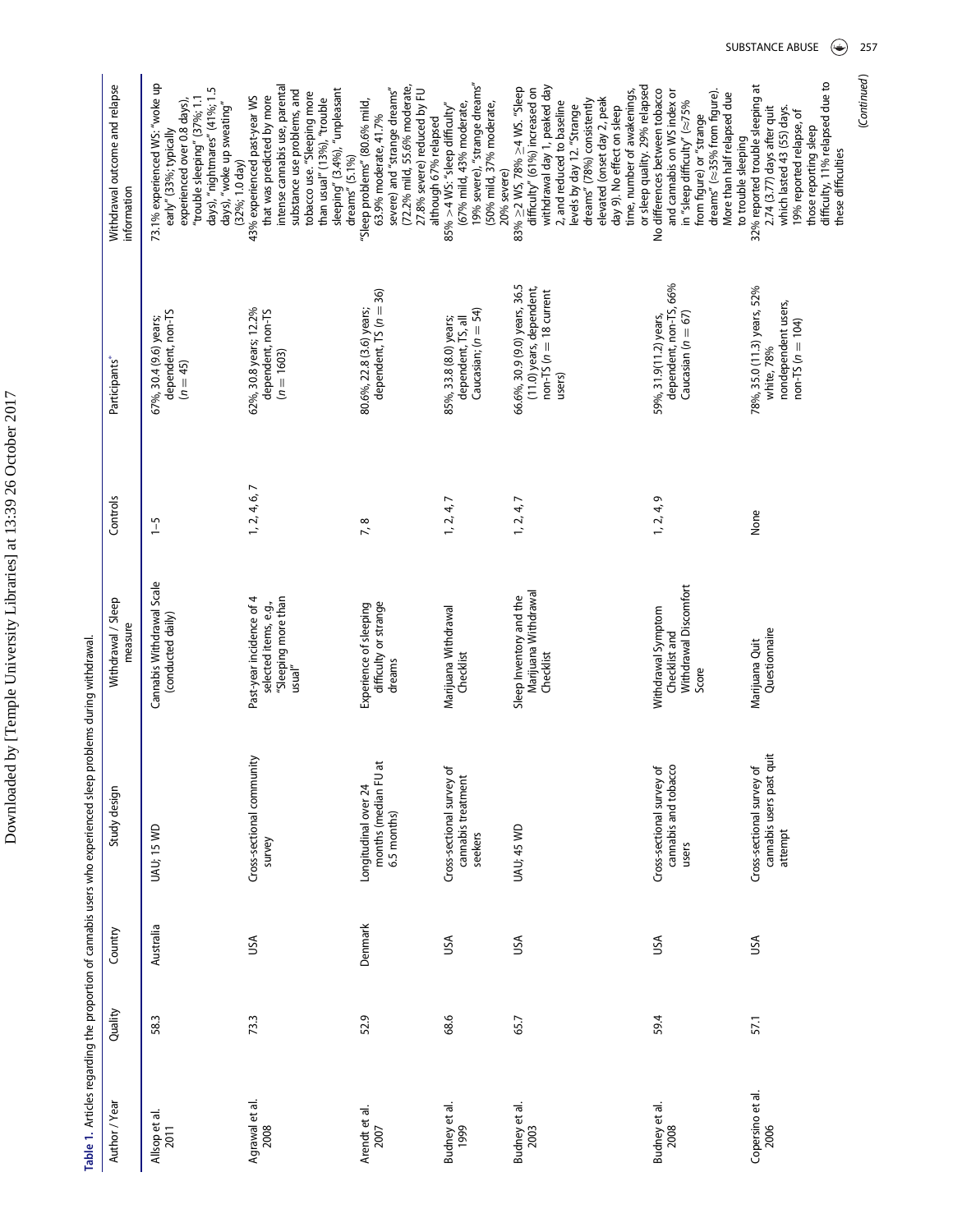**Table 1.** Articles regarding the proportion of cannabis users who experienced sleep problems during withdrawal.

| Author / Year | Quality | Country | Study design | Withdrawal / Sleep measure | Controls | Participants[a] | Withdrawal outcome and relapse information |
|---|---|---|---|---|---|---|---|
| Allsop et al. 2011 | 58.3 | Australia | UAU; 15 WD | Cannabis Withdrawal Scale (conducted daily) | 1–5 | 67%, 30.4 (9.6) years; dependent, non-TS ($n = 45$) | 73.1% experienced WS: "woke up early" (33%; typically experienced over 0.8 days), "trouble sleeping" (37%; 1.1 days), "nightmares" (41%; 1.5 days), "woke up sweating" (32%; 1.0 day) |
| Agrawal et al. 2008 | 73.3 | USA | Cross-sectional community survey | Past-year incidence of 4 selected items, e.g., "Sleeping more than usual" | 1, 2, 4, 6, 7 | 62%, 30.8 years; 12.2% dependent, non-TS ($n = 1603$) | 43% experienced past-year WS that was predicted by more intense cannabis use, parental substance use problems, and tobacco use. "Sleeping more than usual" (13%), "trouble sleeping" (3.4%), "unpleasant dreams" (5.1%) |
| Arendt et al. 2007 | 52.9 | Denmark | Longitudinal over 24 months (median FU at 6.5 months) | Experience of sleeping difficulty or strange dreams | 7, 8 | 80.6%, 22.8 (3.6) years; dependent, TS ($n = 36$) | "Sleep problems" (80.6% mild, 63.9% moderate, 41.7% severe) and "strange dreams" (72.2% mild, 55.6% moderate, 27.8% severe) reduced by FU although 67% relapsed |
| Budney et al. 1999 | 68.6 | USA | Cross-sectional survey of cannabis treatment seekers | Marijuana Withdrawal Checklist | 1, 2, 4, 7 | 85%, 33.8 (8.0) years; dependent, TS, all Caucasian; ($n = 54$) | 85% >4 WS: "sleep difficulty" (67% mild, 43% moderate, 19% severe), "strange dreams" (50% mild, 37% moderate, 20% severe) |
| Budney et al. 2003 | 65.7 | USA | UAU; 45 WD | Sleep Inventory and the Marijuana Withdrawal Checklist | 1, 2, 4, 7 | 66.6%, 30.9 (9.0) years, 36.5 (11.0) years, dependent, non-TS ($n = 18$ current users) | 83% ≥2 WS, 78% ≥4 WS. "Sleep difficulty" (61%) increased on withdrawal day 1, peaked day 2, and reduced to baseline levels by day 12. "Strange dreams" (78%) consistently elevated (onset day 2, peak day 9). No effect on sleep time, number of awakenings, or sleep quality. 29% relapsed |
| Budney et al. 2008 | 59.4 | USA | Cross-sectional survey of cannabis and tobacco users | Withdrawal Symptom Checklist and Withdrawal Discomfort Score | 1, 2, 4, 9 | 59%, 31.9(11.2) years, dependent, non-TS, 66% Caucasian ($n = 67$) | No differences between tobacco and cannabis on WS index or in "sleep difficulty" (≈75% from figure) or "strange dreams" (≈35% from figure). More than half relapsed due to trouble sleeping |
| Copersino et al. 2006 | 57.1 | USA | Cross-sectional survey of cannabis users past quit attempt | Marijuana Quit Questionnaire | None | 78%, 35.0 (11.3) years, 52% white, 78% nondependent users, non-TS ($n = 104$) | 32% reported trouble sleeping at 2.74 (3.77) days after quit which lasted 43 (55) days. 19% reported relapse, of those reporting sleep difficulty, 11% relapsed due to these difficulties |

*(Continued)*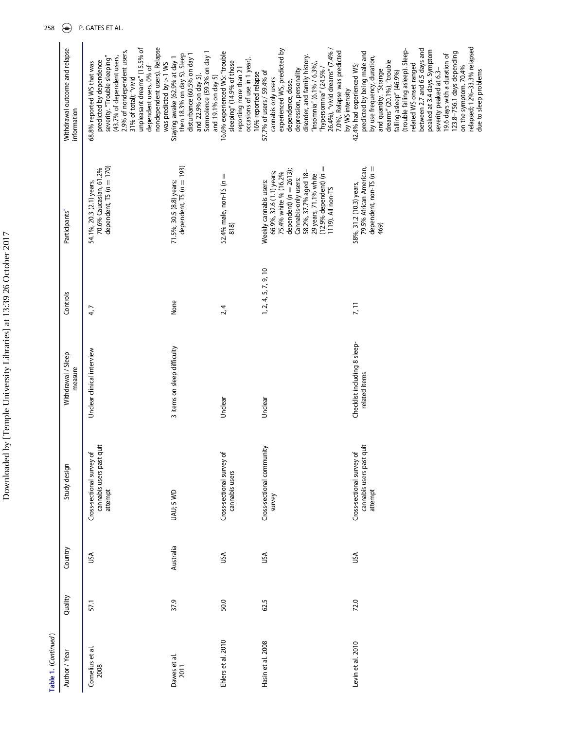Table 1. (Continued)

| Author / Year | Quality | Country | Study design | Withdrawal / Sleep measure | Controls | Participants* | Withdrawal outcome and relapse information |
| --- | --- | --- | --- | --- | --- | --- | --- |
| Cornelius et al. 2008 | 57.1 | USA | Cross-sectional survey of cannabis users past quit attempt | Unclear clinical interview | 4, 7 | 54.1%, 20.3 (2.1) years, 70.6% Caucasian, 61.2% dependent, TS ($n = 170$) | 68.8% reported WS that was predicted by dependence severity. "Trouble sleeping" (43.7% of dependent users, 2.9% of nondependent users, 31% of total); "vivid unpleasant dreams" (15.5% of dependent users, 0% of nondependent users). Relapse was predicted by > 1 WS |
| Dawes et al. 2011 | 37.9 | Australia | UAU; 5 WD | 3 items on sleep difficulty | None | 71.5%, 30.5 (8.8) years; dependent, TS ($n = 193$) | Staying awake (62.9% at day 1 then 18.3% on day 5). Sleep disturbance (60.5% on day 1 and 22.9% on day 5). Somnolence (59.3% on day 1 and 19.1% on day 5) |
| Ehlers et al. 2010 | 50.0 | USA | Cross-sectional survey of cannabis users | Unclear | 2, 4 | 52.4% male, non-TS ($n = 818$) | 16.6% experienced WS: "trouble sleeping" (14.9% of those reporting more than 21 occasions of use in 1 year). 16% reported relapse |
| Hasin et al. 2008 | 62.5 | USA | Cross-sectional community survey | Unclear | 1, 2, 4, 5, 7, 9, 10 | Weekly cannabis users: 66.9%, 32.6 (1.1) years; 75.4% white % (16.2% dependent) ($n = 2613$); Cannabis-only users: 58.2%, 37.7% aged 18–29 years, 71.1% white (12.9% dependent) ($n = 1119$). All non-TS | 57.7% of users / 59.4% of cannabis only users experienced WS, predicted by dependence, dose, depression, personality disorder, and family history. "Insomnia" (6.1% / 6.3%), "hypersomnia" (24.5% / 26.4%), "vivid dreams" (7.4% / 7.0%). Relapse was predicted by WS intensity |
| Levin et al. 2010 | 72.0 | USA | Cross-sectional survey of cannabis users past quit attempt | Checklist including 8 sleep-related items | 7, 11 | 58%, 31.2 (10.3) years, 79.5% African American, dependent, non-TS ($n = 469$) | 42.4% had experienced WS; predicted by being male and by use frequency, duration, and quantity. "Strange dreams" (20.1%), "trouble falling asleep" (46.9%) (trouble falling asleep). Sleep-related WS onset ranged between 2.7 and 6.5 days and peaked at 3.4 days. Symptom severity peaked at 6.3–19.6 days with a duration of 123.8–756.1 days depending on the symptom. 70.4% relapsed; 12%–33.3% relapsed due to sleep problems |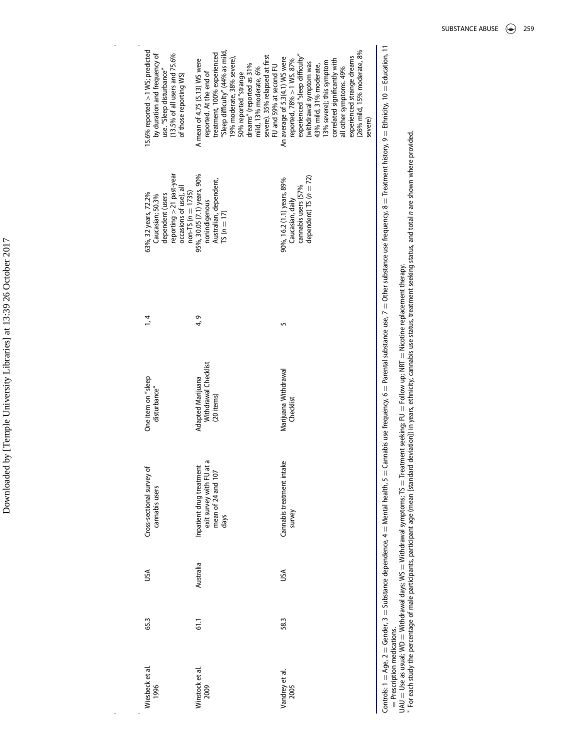| Wiesbeck et al. 1996 | 65.3 | USA | Cross-sectional survey of cannabis users | One item on "sleep disturbance" | 1, 4 | 63%, 32 years, 72.2% Caucasian; 50.3% dependent (users reporting >21 past-year occasions of use), all non-TS ($n = 1735$) | 15.6% reported >1 WS; predicted by duration and frequency of use. "Sleep disturbance" (13.5% of all users and 75.6% of those reporting WS) |
|---|---|---|---|---|---|---|---|
| Winstock et al. 2009 | 61.1 | Australia | Inpatient drug treatment exit survey with FU at a mean of 24 and 107 days | Adapted Marijuana Withdrawal Checklist (20 items) | 4, 9 | 95%, 30.05 (7.1) years, 90% nonindigenous Australian, dependent, TS ($n = 17$) | A mean of 4.75 (5.13) WS were reported. At the end of treatment, 100% experienced "Sleep difficulty" (44% as mild, 19% moderate, 38% severe), 50% reported "strange dreams" (reported as 31% mild, 13% moderate, 6% severe). 35% relapsed at first FU and 59% at second FU |
| Vandrey et al. 2005 | 58.3 | USA | Cannabis treatment intake survey | Marijuana Withdrawal Checklist | 5 | 90%, 16.2 (1.1) years, 89% Caucasian, daily cannabis users (57% dependent) TS ($n = 72$) | An average of 5.3(4.1) WS were reported, 78% >1 WS. 87% experienced "sleep difficulty" (withdrawal symptom was 43% mild, 31% moderate, 13% severe); this symptom correlated significantly with all other symptoms. 49% experienced strange dreams (26% mild, 15% moderate, 8% severe) |

Controls: 1 = Age, 2 = Gender, 3 = Substance dependence, 4 = Mental health, 5 = Cannabis use frequency, 6 = Parental substance use, 7 = Other substance use frequency, 8 = Treatment history, 9 = Ethnicity, 10 = Education, 11 = Prescription medications.

UAU = Use as usual; WD = Withdrawal days; WS = Withdrawal symptoms; TS = Treatment seeking; FU = Follow up; NRT = Nicotine replacement therapy.

* For each study the percentage of male participants, participant age (mean (standard deviation)) in years, ethnicity, cannabis use status, treatment seeking status, and total $n$ are shown where provided.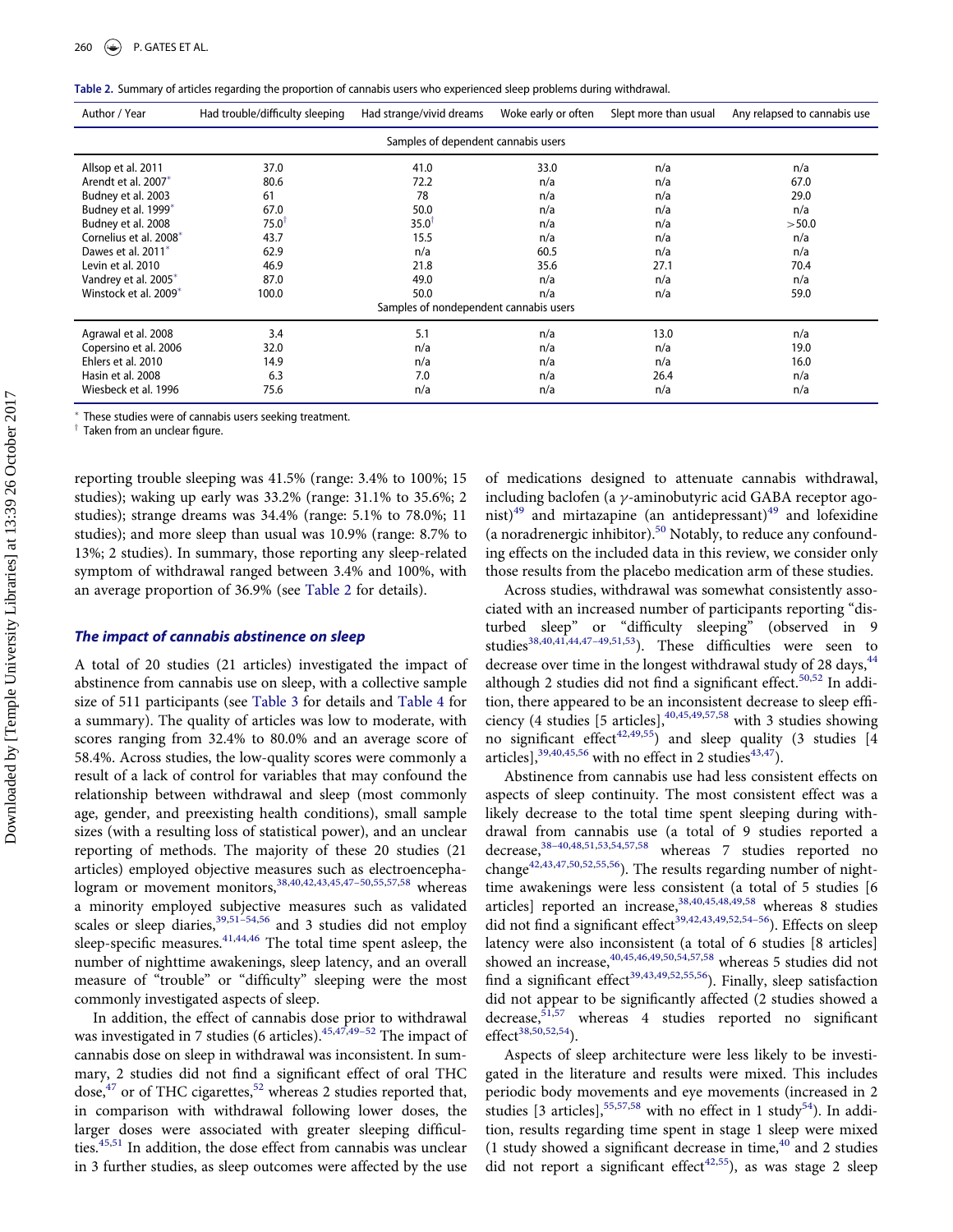Table 2. Summary of articles regarding the proportion of cannabis users who experienced sleep problems during withdrawal.

| Author / Year | Had trouble/difficulty sleeping | Had strange/vivid dreams | Woke early or often | Slept more than usual | Any relapsed to cannabis use |
|---|---|---|---|---|---|
| Samples of dependent cannabis users | | | | | |
| Allsop et al. 2011 | 37.0 | 41.0 | 33.0 | n/a | n/a |
| Arendt et al. 2007* | 80.6 | 72.2 | n/a | n/a | 67.0 |
| Budney et al. 2003 | 61 | 78 | n/a | n/a | 29.0 |
| Budney et al. 1999* | 67.0 | 50.0 | n/a | n/a | n/a |
| Budney et al. 2008 | 75.0† | 35.0† | n/a | n/a | >50.0 |
| Cornelius et al. 2008* | 43.7 | 15.5 | n/a | n/a | n/a |
| Dawes et al. 2011* | 62.9 | n/a | 60.5 | n/a | n/a |
| Levin et al. 2010 | 46.9 | 21.8 | 35.6 | 27.1 | 70.4 |
| Vandrey et al. 2005* | 87.0 | 49.0 | n/a | n/a | n/a |
| Winstock et al. 2009* | 100.0 | 50.0 | n/a | n/a | 59.0 |
| Samples of nondependent cannabis users | | | | | |
| Agrawal et al. 2008 | 3.4 | 5.1 | n/a | 13.0 | n/a |
| Copersino et al. 2006 | 32.0 | n/a | n/a | n/a | 19.0 |
| Ehlers et al. 2010 | 14.9 | n/a | n/a | n/a | 16.0 |
| Hasin et al. 2008 | 6.3 | 7.0 | n/a | 26.4 | n/a |
| Wiesbeck et al. 1996 | 75.6 | n/a | n/a | n/a | n/a |

* These studies were of cannabis users seeking treatment.
† Taken from an unclear figure.

reporting trouble sleeping was 41.5% (range: 3.4% to 100%; 15 studies); waking up early was 33.2% (range: 31.1% to 35.6%; 2 studies); strange dreams was 34.4% (range: 5.1% to 78.0%; 11 studies); and more sleep than usual was 10.9% (range: 8.7% to 13%; 2 studies). In summary, those reporting any sleep-related symptom of withdrawal ranged between 3.4% and 100%, with an average proportion of 36.9% (see Table 2 for details).

### The impact of cannabis abstinence on sleep

A total of 20 studies (21 articles) investigated the impact of abstinence from cannabis use on sleep, with a collective sample size of 511 participants (see Table 3 for details and Table 4 for a summary). The quality of articles was low to moderate, with scores ranging from 32.4% to 80.0% and an average score of 58.4%. Across studies, the low-quality scores were commonly a result of a lack of control for variables that may confound the relationship between withdrawal and sleep (most commonly age, gender, and preexisting health conditions), small sample sizes (with a resulting loss of statistical power), and an unclear reporting of methods. The majority of these 20 studies (21 articles) employed objective measures such as electroencephalogram or movement monitors,[38,40,42,43,45,47–50,55,57,58] whereas a minority employed subjective measures such as validated scales or sleep diaries,[39,51–54,56] and 3 studies did not employ sleep-specific measures.[41,44,46] The total time spent asleep, the number of nighttime awakenings, sleep latency, and an overall measure of "trouble" or "difficulty" sleeping were the most commonly investigated aspects of sleep.

In addition, the effect of cannabis dose prior to withdrawal was investigated in 7 studies (6 articles).[45,47,49–52] The impact of cannabis dose on sleep in withdrawal was inconsistent. In summary, 2 studies did not find a significant effect of oral THC dose,[47] or of THC cigarettes,[52] whereas 2 studies reported that, in comparison with withdrawal following lower doses, the larger doses were associated with greater sleeping difficulties.[45,51] In addition, the dose effect from cannabis was unclear in 3 further studies, as sleep outcomes were affected by the use of medications designed to attenuate cannabis withdrawal, including baclofen (a $\gamma$-aminobutyric acid GABA receptor agonist)[49] and mirtazapine (an antidepressant)[49] and lofexidine (a noradrenergic inhibitor).[50] Notably, to reduce any confounding effects on the included data in this review, we consider only those results from the placebo medication arm of these studies.

Across studies, withdrawal was somewhat consistently associated with an increased number of participants reporting "disturbed sleep" or "difficulty sleeping" (observed in 9 studies[38,40,41,44,47–49,51,53]). These difficulties were seen to decrease over time in the longest withdrawal study of 28 days,[44] although 2 studies did not find a significant effect.[50,52] In addition, there appeared to be an inconsistent decrease to sleep efficiency (4 studies [5 articles],[40,45,49,57,58] with 3 studies showing no significant effect[42,49,55]) and sleep quality (3 studies [4 articles],[39,40,45,56] with no effect in 2 studies[43,47]).

Abstinence from cannabis use had less consistent effects on aspects of sleep continuity. The most consistent effect was a likely decrease to the total time spent sleeping during withdrawal from cannabis use (a total of 9 studies reported a decrease,[38–40,48,51,53,54,57,58] whereas 7 studies reported no change[42,43,47,50,52,55,56]). The results regarding number of nighttime awakenings were less consistent (a total of 5 studies [6 articles] reported an increase,[38,40,45,48,49,58] whereas 8 studies did not find a significant effect[39,42,43,49,52,54–56]). Effects on sleep latency were also inconsistent (a total of 6 studies [8 articles] showed an increase,[40,45,46,49,50,54,57,58] whereas 5 studies did not find a significant effect[39,43,49,52,55,56]). Finally, sleep satisfaction did not appear to be significantly affected (2 studies showed a decrease,[51,57] whereas 4 studies reported no significant effect[38,50,52,54]).

Aspects of sleep architecture were less likely to be investigated in the literature and results were mixed. This includes periodic body movements and eye movements (increased in 2 studies [3 articles],[55,57,58] with no effect in 1 study[54]). In addition, results regarding time spent in stage 1 sleep were mixed (1 study showed a significant decrease in time,[40] and 2 studies did not report a significant effect[42,55]), as was stage 2 sleep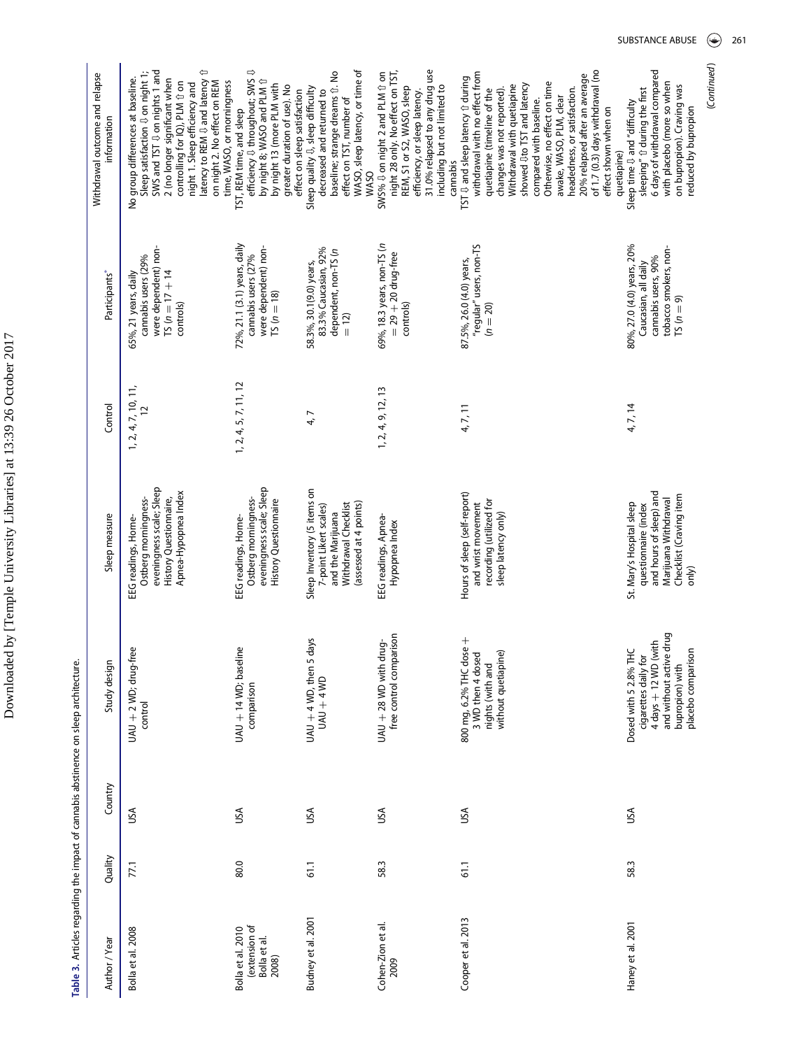**Table 3.** Articles regarding the impact of cannabis abstinence on sleep architecture.

| Author / Year | Quality | Country | Study design | Sleep measure | Control | Participants* | Withdrawal outcome and relapse information |
|---|---|---|---|---|---|---|---|
| Bolla et al. 2008 | 77.1 | USA | UAU + 2 WD; drug-free control | EEG readings, Home-Ostberg morningness-eveningness scale; Sleep History Questionnaire, Apnea-Hypopnea Index | 1, 2, 4, 7, 10, 11, 12 | 65%, 21 years, daily cannabis users (29% were dependent) non-TS (n = 17 + 14 controls) | No group differences at baseline. Sleep satisfaction ⇩ on night 1; SWS and TST ⇩ on nights 1 and 2 (no longer significant when controlling for IQ), PLM ⇧ on night 1. Sleep efficiency and latency to REM ⇩ and latency ⇧ on night 2. No effect on REM time, WASO, or morningness |
| Bolla et al. 2010 (extension of Bolla et al. 2008) | 80.0 | USA | UAU + 14 WD; baseline comparison | EEG readings, Home-Ostberg morningness-eveningness scale; Sleep History Questionnaire | 1, 2, 4, 5, 7, 11, 12 | 72%, 21.1 (3.1) years, daily cannabis users (27% were dependent) non-TS (n = 18) | TST, REM time, and sleep efficiency ⇩ throughout; SWS ⇩ by night 8; WASO and PLM ⇧ by night 13 (more PLM with greater duration of use). No effect on sleep satisfaction |
| Budney et al. 2001 | 61.1 | USA | UAU + 4 WD, then 5 days UAU + 4 WD | Sleep Inventory (5 items on 7-point Likert scales) and the Marijuana Withdrawal Checklist (assessed at 4 points) | 4, 7 | 58.3%, 30.1(9.0) years, 83.3% Caucasian, 92% dependent, non-TS (n = 12) | Sleep quality ⇩, sleep difficulty decreased and returned to baseline; strange dreams ⇧. No effect on TST, number of WASO, sleep latency, or time of WASO |
| Cohen-Zion et al. 2009 | 58.3 | USA | UAU + 28 WD with drug-free control comparison | EEG readings, Apnea-Hypopnea Index | 1, 2, 4, 9, 12, 13 | 69%, 18.3 years, non-TS (n = 29 + 20 drug-free controls) | SWS% ⇩ on night 2 and PLM ⇧ on night 28 only. No effect on TST, REM, S1 or S2, WASO, sleep efficiency, or sleep latency. 31.0% relapsed to any drug use including but not limited to cannabis |
| Cooper et al. 2013 | 61.1 | USA | 800 mg, 6.2% THC dose + 3 WD then 4 dosed nights (with and without quetiapine) | Hours of sleep (self-report) and wrist movement recording (utilized for sleep latency only) | 4, 7, 11 | 87.5%, 26.0 (4.0) years, "regular" users, non-TS (n = 20) | TST ⇩ and sleep latency ⇧ during withdrawal with no effect from quetiapine (timeline of the changes was not reported). Withdrawal with quetiapine showed ⇩ to TST and latency compared with baseline. Otherwise, no effect on time awake, WASO, PLM, clear headedness, or satisfaction. 20% relapsed after an average of 1.7 (0.3) days withdrawal (no effect shown when on quetiapine) |
| Haney et al. 2001 | 58.3 | USA | Dosed with 5 2.8% THC cigarettes daily for 4 days + 12 WD (with and without active drug bupropion) with placebo comparison | St. Mary's Hospital sleep questionnaire (index and hours of sleep) and Marijuana Withdrawal Checklist (Craving item only) | 4, 7, 14 | 80%, 27.0 (4.0) years, 20% Caucasian, all daily cannabis users, 90% tobacco smokers, non-TS (n = 9) | Sleep time ⇩ and "difficulty sleeping" ⇧ during the first 6 days of withdrawal compared with placebo (more so when on bupropion). Craving was reduced by bupropion |

(Continued)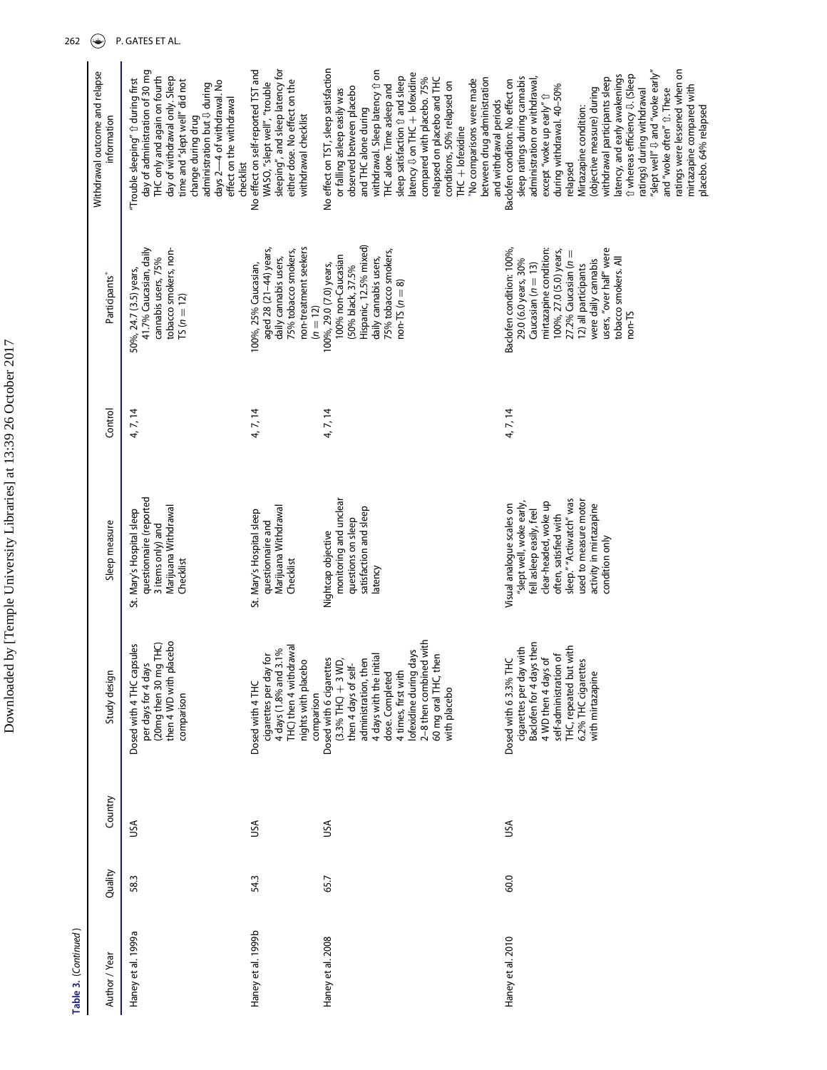Table 3. (*Continued*)

| Author / Year | Quality | Country | Study design | Sleep measure | Control | Participants* | Withdrawal outcome and relapse information |
|---|---|---|---|---|---|---|---|
| Haney et al. 1999a | 58.3 | USA | Dosed with 4 THC capsules per days for 4 days (20mg then 30 mg THC) then 4 WD with placebo comparison | St. Mary's Hospital sleep questionnaire (reported 3 items only) and Marijuana Withdrawal Checklist | 4, 7, 14 | 50%, 24.7 (3.5) years, 41.7% Caucasian, daily cannabis users, 75% tobacco smokers, non-TS (n = 12) | "Trouble sleeping" ⇧ during first day of administration of 30 mg THC only and again on fourth day of withdrawal only. Sleep time and "slept well" did not change during drug administration but ⇩ during days 2—4 of withdrawal. No effect on the withdrawal checklist |
| Haney et al. 1999b | 54.3 | USA | Dosed with 4 THC cigarettes per day for 4 days (1.8% and 3.1% THC) then 4 withdrawal nights with placebo comparison | St. Mary's Hospital sleep questionnaire and Marijuana Withdrawal Checklist | 4, 7, 14 | 100%, 25% Caucasian, aged 28 (21–44) years, daily cannabis users, 75% tobacco smokers, non-treatment seekers (n = 12) | No effect on self-reported TST and WASO, "slept well", "trouble sleeping", and sleep latency for either dose. No effect on the withdrawal checklist |
| Haney et al. 2008 | 65.7 | USA | Dosed with 6 cigarettes (3.3% THC) + 3 WD, then 4 days of self-administration, then 4 days with the initial dose. Completed 4 times, first with lofexidine during days 2–8 then combined with 60 mg oral THC, then with placebo | Nightcap objective monitoring and unclear questions on sleep satisfaction and sleep latency | 4, 7, 14 | 100%, 29.0 (7.0) years, 100% non-Caucasian (50% black, 37.5% Hispanic, 12.5% mixed) daily cannabis users, 75% tobacco smokers, non-TS (n = 8) | No effect on TST, sleep satisfaction or falling asleep easily was observed between placebo and THC alone during withdrawal. Sleep latency ⇧ on THC alone. Time asleep and sleep satisfaction ⇧ and sleep latency ⇩ on THC + lofexidine compared with placebo. 75% relapsed on placebo and THC conditions, 50% relapsed on THC + lofexidine<br>*No comparisons were made between drug administration and withdrawal periods |
| Haney et al. 2010 | 60.0 | USA | Dosed with 6 3.3% THC cigarettes per day with Baclofen for 4 days then 4 WD then 4 days of self-administration of THC, repeated but with 6.2% THC cigarettes with mirtazapine | Visual analogue scales on "slept well, woke early, fell asleep easily, feel clear-headed, woke up often, satisfied with sleep." "Actiwatch" was used to measure motor activity in mirtazapine condition only | 4, 7, 14 | Baclofen condition: 100%, 29.0 (6.0 years, 30% Caucasian (n = 13) mirtazapine condition: 100%, 27.0 (5.0) years, 27.2% Caucasian (n = 12) all participants were daily cannabis users, "over half" were tobacco smokers. All non-TS | Baclofen condition: No effect on sleep ratings during cannabis administration or withdrawal, except "woke up early" ⇧ during withdrawal. 40–50% relapsed<br>Mirtazapine condition: (objective measure) during withdrawal participants sleep latency, and early awakenings ⇧ whereas efficiency ⇩. (Sleep ratings) during withdrawal "slept well" ⇩ and "woke early" and "woke often" ⇧. These ratings were lessened when on mirtazapine compared with placebo. 64% relapsed |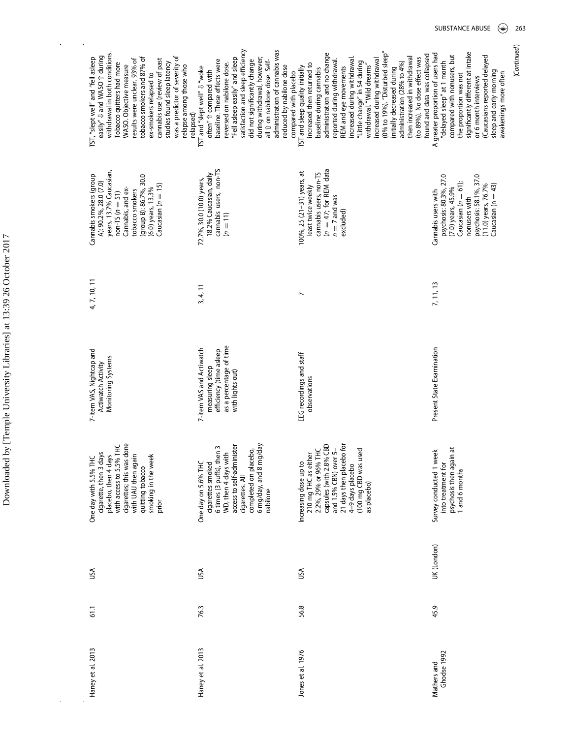| | | | | | | | |
|---|---|---|---|---|---|---|---|
| Haney et al. 2013 | 61.1 | USA | One day with 5.5% THC cigarette, then 3 days placebo, then 4 days with access to 5.5% THC cigarettes; this was done with UAU then again quitting tobacco smoking in the week prior | 7-item VAS, Nightcap and Actiwatch Activity Monitoring Systems | 4, 7, 10, 11 | Cannabis smokers (group A): 90.2%, 28.0 (7.0) years, 13.7% Caucasian, non-TS ($n = 51$) Cannabis, and ex-tobacco smokers (group B): 86.7%, 30.0 (6.0) years, 13.3% Caucasian ($n = 15$) | TST, "slept well" and "fell asleep easily" ⇩ and WASO ⇧ during withdrawal in both conditions. Tobacco quitters had more WASO. Objective measure results were unclear. 93% of tobacco smokers and 87% of ex-smokers relapsed to cannabis use (review of past studies found sleep latency was a predictor of severity of relapse among those who relapsed) |
| Haney et al. 2013 | 76.3 | USA | One day on 5.6% THC cigarettes smoked 6 times (3 puffs), then 3 WD, then 4 days with access to self-administer cigarettes. All completed on placebo, 6 mg/day, and 8 mg/day nabilone | 7-item VAS and Actiwatch measuring sleep efficiency (time asleep as a percentage of time with lights out) | 3, 4, 11 | 72.7%, 30.0 (10.0) years, 18.2% Caucasian, daily cannabis users, non-TS ($n = 11$) | TST and "slept well" ⇩ "woke often" ⇧ compared with baseline. These effects were reversed on nabilone dose. "Fell asleep easily" and sleep satisfaction and sleep efficiency did not significantly change during withdrawal, however; all ⇧ on nabilone dose. Self-administration of cannabis was reduced by nabilone dose compared with placebo |
| Jones et al. 1976 | 56.8 | USA | Increasing dose up to 210 mg THC as either 2.2%, 29% or 96% THC capsules (with 2.8% CBD and 1.5% CBN) over 5–21 days then placebo for 4–9 days placebo (100 mg CBD was used as placebo) | EEG recordings and staff observations | 7 | 100%, 25 (21–31) years, at least twice weekly cannabis users, non-TS ($n = 47$; for REM data $n = 7$ and was excluded) | TST and sleep quality initially increased then returned to baseline during cannabis administration and no change reported during withdrawal. REM and eye movements increased during withdrawal. "Little change" in S4 during withdrawal. "Wild dreams" increased during withdrawal (0% to 19%). "Disturbed sleep" initially decreased during administration (28% to 4%) then increased in withdrawal (to 89%). No dose effect was found and data was collapsed |
| Mathers and Ghodse 1992 | 45.9 | UK (London) | Survey conducted 1 week into treatment for psychosis then again at 1 and 6 months | Present State Examination | 7, 11, 13 | Cannabis users with psychosis: 80.3%, 27.0 (7.0) years, 45.9% Caucasian ($n = 61$); nonusers with psychosis: 58.1%, 37.0 (11.0) years, 76.7% Caucasian (n = 43) | A greater proportion of users had "delayed sleep" at 1 month compared with nonusers, but the proportion was not significantly different at intake or 6 month interviews (Caucasians reported delayed sleep and early-morning awakenings more often |

(*Continued*)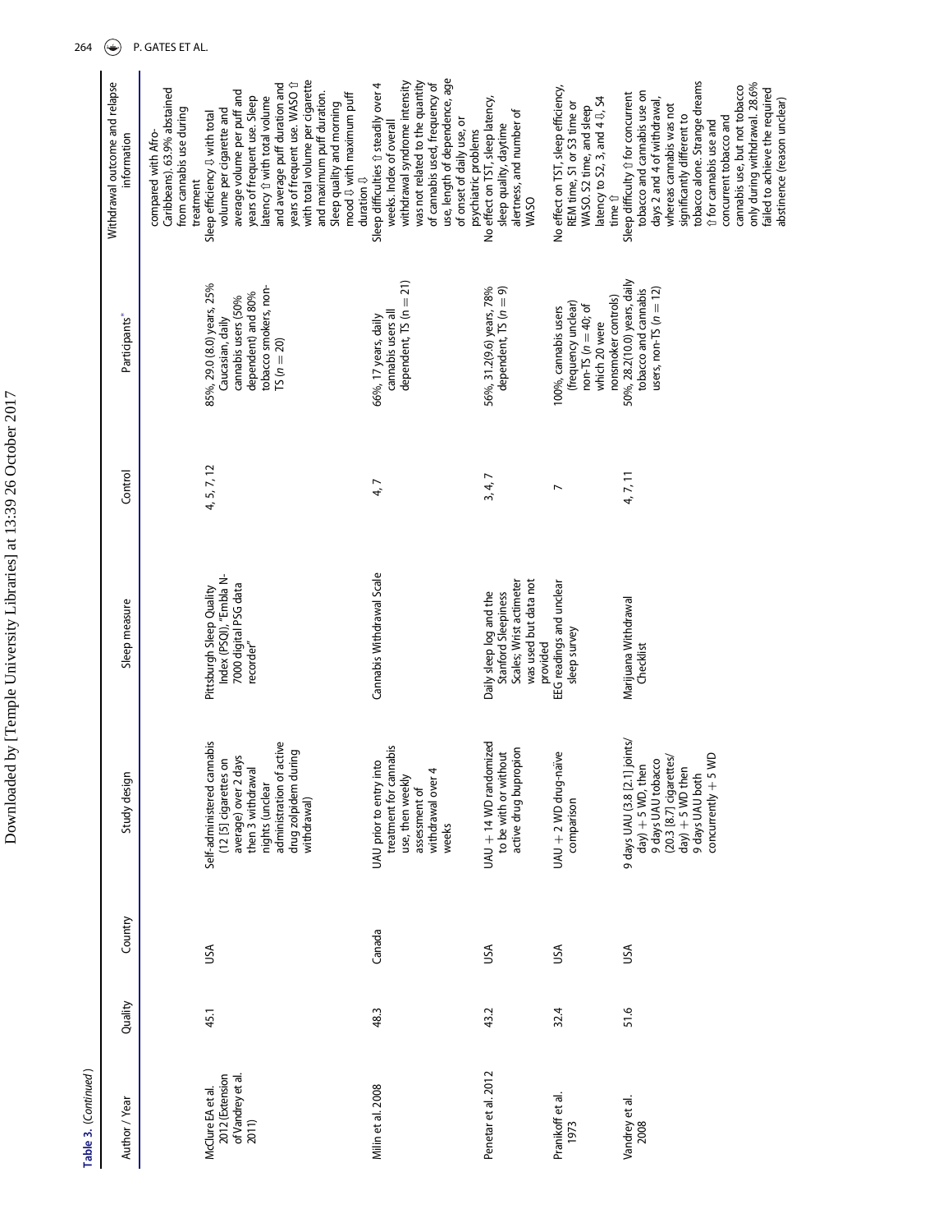**Table 3.** (*Continued*)

| Author / Year | Quality | Country | Study design | Sleep measure | Control | Participants* | Withdrawal outcome and relapse information |
|---|---|---|---|---|---|---|---|
| | | | | | | | compared with Afro-Caribbeans). 63.9% abstained from cannabis use during treatment |
| McClure EA et al. 2012 (Extension of Vandrey et al. 2011) | 45.1 | USA | Self-administered cannabis (12 [5] cigarettes on average) over 2 days then 3 withdrawal nights (unclear administration of active drug zolpidem during withdrawal) | Pittsburgh Sleep Quality Index (PSQI), "Embla N-7000 digital PSG data recorder" | 4, 5, 7, 12 | 85%, 29.0 (8.0) years, 25% Caucasian, daily cannabis users (50% dependent) and 80% tobacco smokers, non-TS (n = 20) | Sleep efficiency ⇩ with total volume per cigarette and average volume per puff and years of frequent use. Sleep latency ⇧ with total volume and average puff duration and years of frequent use. WASO ⇧ with total volume per cigarette and maximum puff duration. Sleep quality and morning mood ⇩ with maximum puff duration ⇩ |
| Milin et al. 2008 | 48.3 | Canada | UAU prior to entry into treatment for cannabis use, then weekly assessment of withdrawal over 4 weeks | Cannabis Withdrawal Scale | 4, 7 | 66%, 17 years, daily cannabis users all dependent, TS (n = 21) | Sleep difficulties ⇧ steadily over 4 weeks. Index of overall withdrawal syndrome intensity was not related to the quantity of cannabis used, frequency of use, length of dependence, age of onset of daily use, or psychiatric problems |
| Penetar et al. 2012 | 43.2 | USA | UAU + 14 WD randomized to be with or without active drug bupropion | Daily sleep log and the Stanford Sleepiness Scales; Wrist actimeter was used but data not provided | 3, 4, 7 | 56%, 31.2(9.6) years, 78% dependent, TS (n = 9) | No effect on TST, sleep latency, sleep quality, daytime alertness, and number of WASO |
| Pranikoff et al. 1973 | 32.4 | USA | UAU + 2 WD drug-naïve comparison | EEG readings and unclear sleep survey | 7 | 100%, cannabis users (frequency unclear) non-TS (n = 40; of which 20 were nonsmoker controls) | No effect on TST, sleep efficiency, REM time, S1 or S3 time or WASO. S2 time, and sleep latency to S2, 3, and 4 ⇩, S4 time ⇧ |
| Vandrey et al. 2008 | 51.6 | USA | 9 days UAU (3.8 [2.1] joints/day) + 5 WD, then 9 days UAU tobacco (20.3 [8.7] cigarettes/day) + 5 WD then 9 days UAU both concurrently + 5 WD | Marijuana Withdrawal Checklist | 4, 7, 11 | 50%, 28.2(10.0) years, daily tobacco and cannabis users, non-TS (n = 12) | Sleep difficulty ⇧ for concurrent tobacco and cannabis use on days 2 and 4 of withdrawal, whereas cannabis was not significantly different to tobacco alone. Strange dreams ⇧ for cannabis use and concurrent tobacco and cannabis use, but not tobacco only during withdrawal. 28.6% failed to achieve the required abstinence (reason unclear) |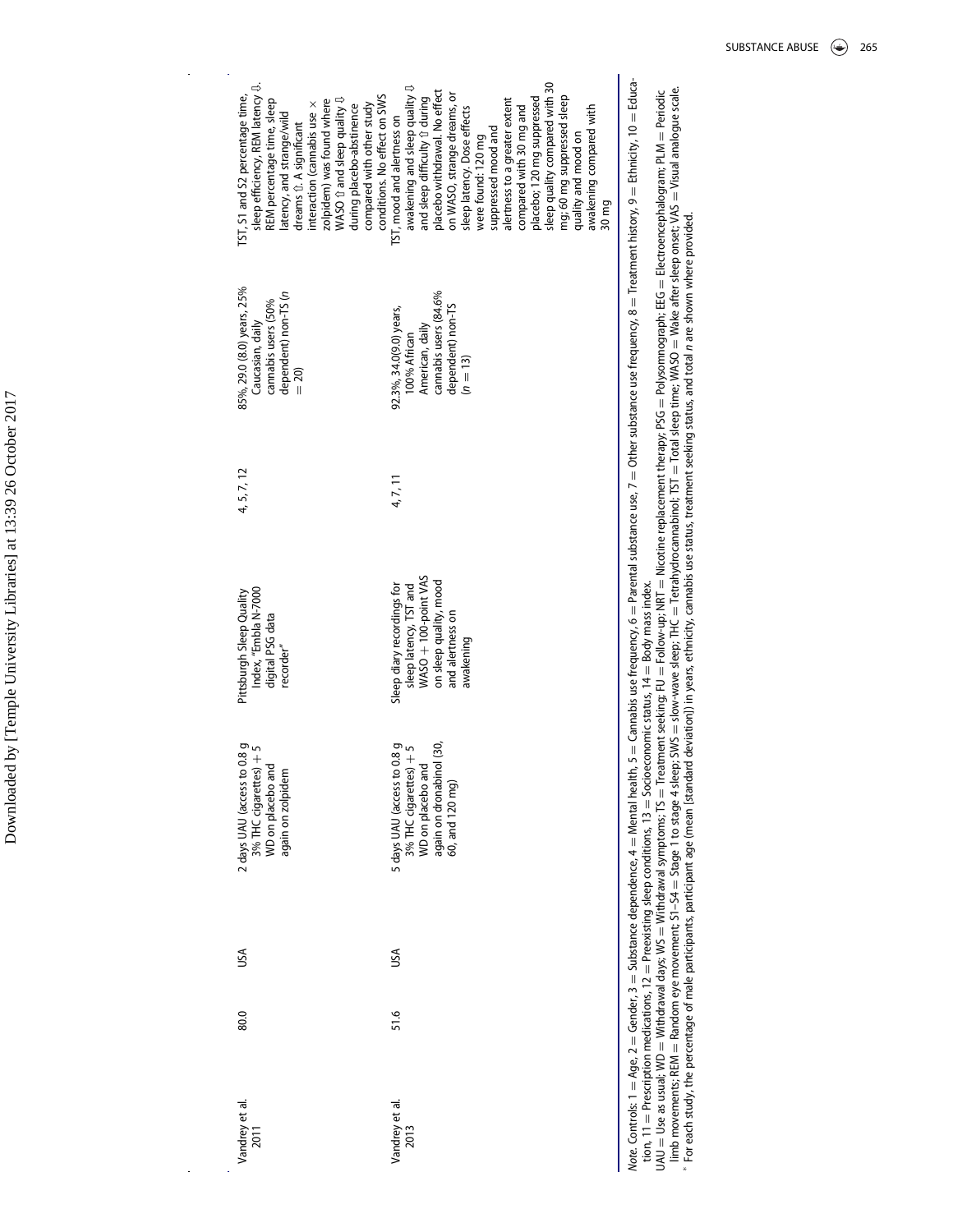| | | | | | | | |
|---|---|---|---|---|---|---|---|
| Vandrey et al. 2011 | 80.0 | USA | 2 days UAU (access to 0.8 g 3% THC cigarettes) + 5 WD on placebo and again on zolpidem | Pittsburgh Sleep Quality Index, "Embla N-7000 digital PSG data recorder" | 4, 5, 7, 12 | 85%, 29.0 (8.0) years, 25% Caucasian, daily cannabis users (50% dependent) non-TS ($n = 20$) | TST, S1 and S2 percentage time, sleep efficiency, REM latency ⇩. REM percentage time, sleep latency, and strange/wild dreams ⇧. A significant interaction (cannabis use × zolpidem) was found where WASO ⇧ and sleep quality ⇩ during placebo-abstinence compared with other study conditions. No effect on SWS |
| Vandrey et al. 2013 | 51.6 | USA | 5 days UAU (access to 0.8 g 3% THC cigarettes) + 5 WD on placebo and again on dronabinol (30, 60, and 120 mg) | Sleep diary recordings for sleep latency, TST and WASO + 100-point VAS on sleep quality, mood and alertness on awakening | 4, 7, 11 | 92.3%, 34.0(9.0) years, 100% African American, daily cannabis users (84.6% dependent) non-TS ($n = 13$) | TST, mood and alertness on awakening and sleep quality ⇩ and sleep difficulty ⇧ during placebo withdrawal. No effect on WASO, strange dreams, or sleep latency. Dose effects were found: 120 mg suppressed mood and alertness to a greater extent compared with 30 mg and placebo; 120 mg suppressed sleep quality compared with 30 mg; 60 mg suppressed sleep quality and mood on awakening compared with 30 mg |

*Note.* Controls: 1 = Age, 2 = Gender, 3 = Substance dependence, 4 = Mental health, 5 = Cannabis use frequency, 6 = Parental substance use, 7 = Other substance use frequency, 8 = Treatment history, 9 = Ethnicity, 10 = Education, 11 = Prescription medications, 12 = Preexisting sleep conditions, 13 = Socioeconomic status, 14 = Body mass index.
UAU = Use as usual; WD = Withdrawal days; WS = Withdrawal symptoms; TS = Treatment seeking; FU = Follow-up; NRT = Nicotine replacement therapy; PSG = Polysomnograph; EEG = Electroencephalogram; PLM = Periodic limb movements; REM = Random eye movement; S1–S4 = Stage 1 to stage 4 sleep; SWS = slow-wave sleep; THC = Tetrahydrocannabinol; TST = Total sleep time; WASO = Wake after sleep onset; VAS = Visual analogue scale.
* For each study, the percentage of male participants, participant age (mean [standard deviation]) in years, ethnicity, cannabis use status, treatment seeking status, and total $n$ are shown where provided.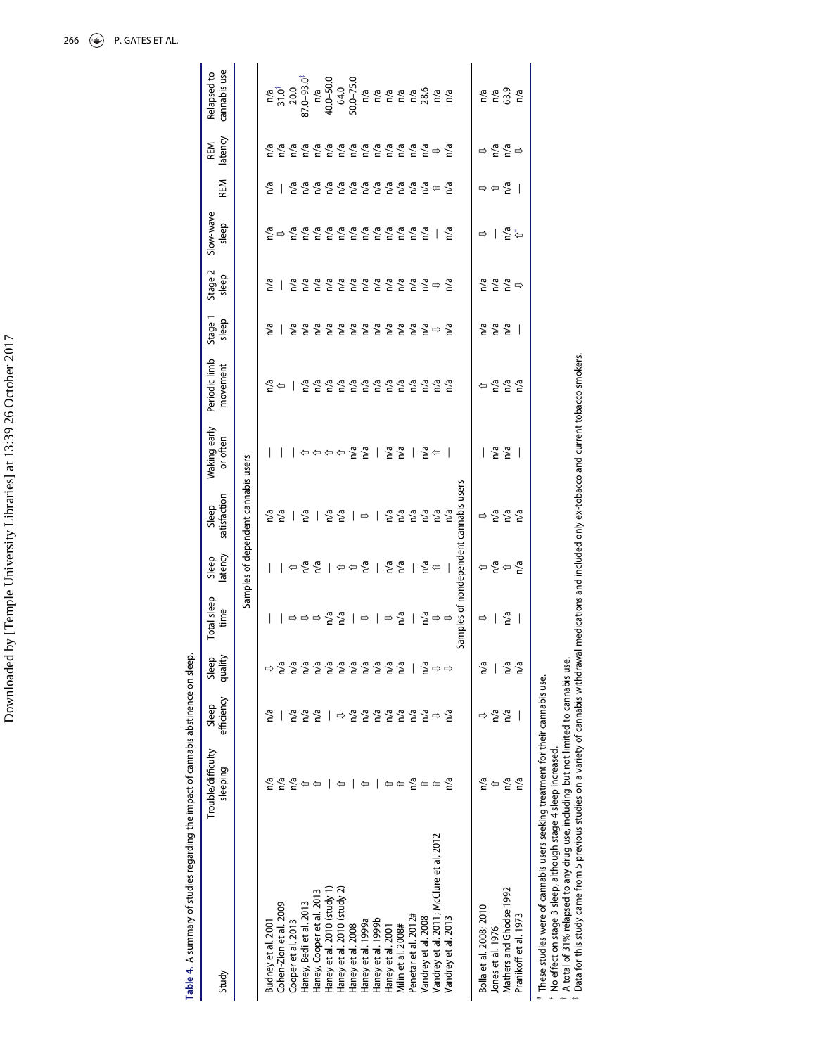**Table 4.** A summary of studies regarding the impact of cannabis abstinence on sleep.

| Study | Trouble/difficulty sleeping | Sleep efficiency | Sleep quality | Total sleep time | Sleep latency | Sleep satisfaction | Waking early or often | Periodic limb movement | Stage 1 sleep | Stage 2 sleep | Slow-wave sleep | REM | REM latency | Relapsed to cannabis use |
|---|---|---|---|---|---|---|---|---|---|---|---|---|---|---|
| *Samples of dependent cannabis users* | | | | | | | | | | | | | | |
| Budney et al. 2001 | n/a | n/a | ⇩ | — | — | n/a | — | n/a | n/a | n/a | n/a | n/a | n/a | n/a |
| Cohen-Zion et al. 2009 | n/a | — | n/a | — | — | n/a | — | ⇧ | — | — | ⇩ | — | n/a | 31.0† |
| Cooper et al. 2013 | n/a | n/a | n/a | ⇩ | ⇧ | — | — | — | n/a | n/a | n/a | n/a | n/a | 20.0 |
| Haney, Bedi et al. 2013 | ⇧ | n/a | n/a | ⇩ | n/a | n/a | ⇧ | n/a | n/a | n/a | n/a | n/a | n/a | 87.0–93.0‡ |
| Haney, Cooper et al. 2013 | ⇧ | n/a | n/a | ⇩ | n/a | — | ⇧ | n/a | n/a | n/a | n/a | n/a | n/a | n/a |
| Haney et al. 2010 (study 1) | — | — | n/a | n/a | — | n/a | ⇧ | n/a | n/a | n/a | n/a | n/a | n/a | 40.0–50.0 |
| Haney et al. 2010 (study 2) | ⇧ | ⇩ | n/a | n/a | ⇧ | n/a | ⇧ | n/a | n/a | n/a | n/a | n/a | n/a | 64.0 |
| Haney et al. 2008 | — | n/a | n/a | — | ⇧ | — | n/a | n/a | n/a | n/a | n/a | n/a | n/a | 50.0–75.0 |
| Haney et al. 1999a | ⇧ | n/a | n/a | ⇩ | n/a | ⇩ | n/a | n/a | n/a | n/a | n/a | n/a | n/a | n/a |
| Haney et al. 1999b | — | n/a | n/a | — | — | — | — | n/a | n/a | n/a | n/a | n/a | n/a | n/a |
| Haney et al. 2001 | ⇧ | n/a | n/a | ⇩ | n/a | n/a | n/a | n/a | n/a | n/a | n/a | n/a | n/a | n/a |
| Milin et al. 2008# | ⇧ | n/a | n/a | n/a | n/a | n/a | n/a | n/a | n/a | n/a | n/a | n/a | n/a | n/a |
| Penetar et al. 2012# | n/a | n/a | — | — | — | n/a | — | n/a | n/a | n/a | n/a | n/a | n/a | n/a |
| Vandrey et al. 2008 | ⇧ | n/a | n/a | n/a | n/a | n/a | n/a | n/a | n/a | n/a | n/a | n/a | n/a | 28.6 |
| Vandrey et al. 2011; McClure et al. 2012 | ⇧ | ⇩ | ⇩ | ⇩ | ⇧ | n/a | ⇧ | n/a | ⇩ | ⇩ | — | ⇧ | ⇩ | n/a |
| Vandrey et al. 2013 | n/a | n/a | ⇩ | ⇩ | — | n/a | — | n/a | n/a | n/a | n/a | n/a | n/a | n/a |
| *Samples of nondependent cannabis users* | | | | | | | | | | | | | | |
| Bolla et al. 2008; 2010 | n/a | ⇩ | n/a | ⇩ | ⇧ | ⇩ | — | ⇧ | n/a | n/a | ⇩ | ⇩ | ⇩ | n/a |
| Jones et al. 1976 | ⇧ | n/a | — | — | n/a | n/a | n/a | n/a | n/a | n/a | — | ⇧ | n/a | n/a |
| Mathers and Ghodse 1992 | n/a | n/a | n/a | n/a | ⇧ | n/a | n/a | n/a | n/a | n/a | n/a | n/a | n/a | 63.9 |
| Pranikoff et al. 1973 | n/a | — | n/a | — | n/a | n/a | — | n/a | — | ⇩ | ⇧* | — | ⇩ | n/a |

# These studies were of cannabis users seeking treatment for their cannabis use.
* No effect on stage 3 sleep, although stage 4 sleep increased.
† A total of 31% relapsed to any drug use, including but not limited to cannabis use.
‡ Data for this study came from 5 previous studies on a variety of cannabis withdrawal medications and included only ex-tobacco and current tobacco smokers.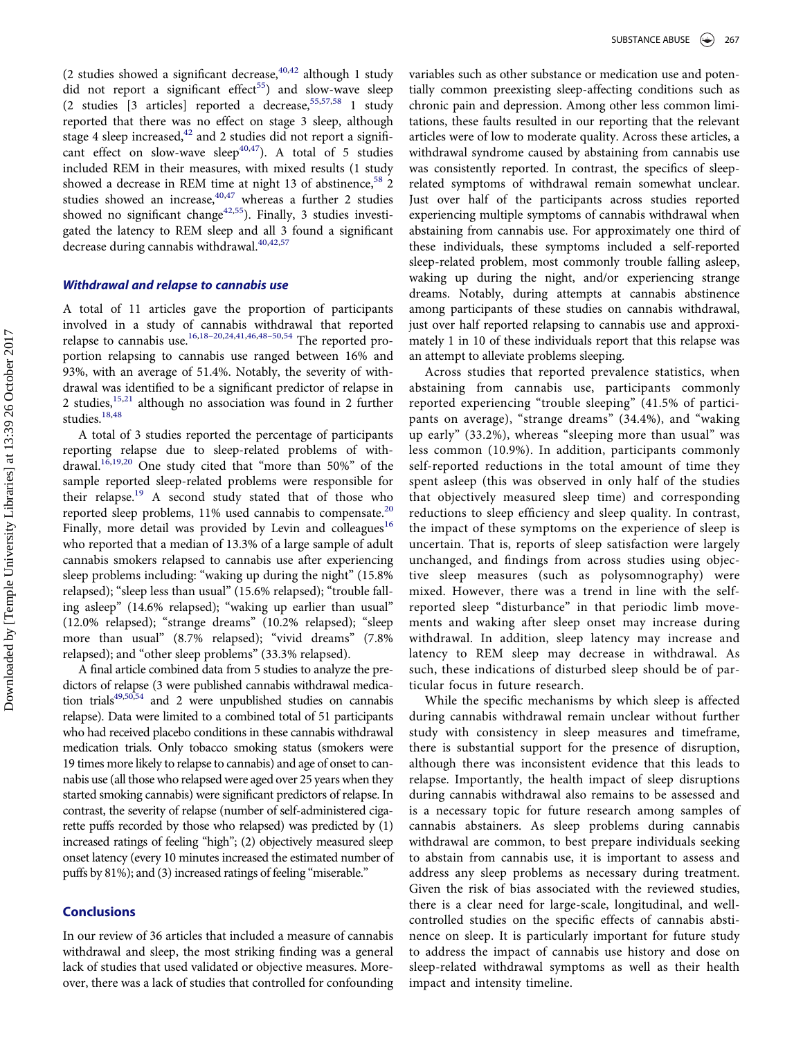(2 studies showed a significant decrease,[40,42] although 1 study did not report a significant effect[55]) and slow-wave sleep (2 studies [3 articles] reported a decrease,[55,57,58] 1 study reported that there was no effect on stage 3 sleep, although stage 4 sleep increased,[42] and 2 studies did not report a significant effect on slow-wave sleep[40,47]). A total of 5 studies included REM in their measures, with mixed results (1 study showed a decrease in REM time at night 13 of abstinence,[58] 2 studies showed an increase,[40,47] whereas a further 2 studies showed no significant change[42,55]). Finally, 3 studies investigated the latency to REM sleep and all 3 found a significant decrease during cannabis withdrawal.[40,42,57]

### *Withdrawal and relapse to cannabis use*

A total of 11 articles gave the proportion of participants involved in a study of cannabis withdrawal that reported relapse to cannabis use.[16,18–20,24,41,46,48–50,54] The reported proportion relapsing to cannabis use ranged between 16% and 93%, with an average of 51.4%. Notably, the severity of withdrawal was identified to be a significant predictor of relapse in 2 studies,[15,21] although no association was found in 2 further studies.[18,48]

A total of 3 studies reported the percentage of participants reporting relapse due to sleep-related problems of withdrawal.[16,19,20] One study cited that "more than 50%" of the sample reported sleep-related problems were responsible for their relapse.[19] A second study stated that of those who reported sleep problems, 11% used cannabis to compensate.[20] Finally, more detail was provided by Levin and colleagues[16] who reported that a median of 13.3% of a large sample of adult cannabis smokers relapsed to cannabis use after experiencing sleep problems including: "waking up during the night" (15.8% relapsed); "sleep less than usual" (15.6% relapsed); "trouble falling asleep" (14.6% relapsed); "waking up earlier than usual" (12.0% relapsed); "strange dreams" (10.2% relapsed); "sleep more than usual" (8.7% relapsed); "vivid dreams" (7.8% relapsed); and "other sleep problems" (33.3% relapsed).

A final article combined data from 5 studies to analyze the predictors of relapse (3 were published cannabis withdrawal medication trials[49,50,54] and 2 were unpublished studies on cannabis relapse). Data were limited to a combined total of 51 participants who had received placebo conditions in these cannabis withdrawal medication trials. Only tobacco smoking status (smokers were 19 times more likely to relapse to cannabis) and age of onset to cannabis use (all those who relapsed were aged over 25 years when they started smoking cannabis) were significant predictors of relapse. In contrast, the severity of relapse (number of self-administered cigarette puffs recorded by those who relapsed) was predicted by (1) increased ratings of feeling "high"; (2) objectively measured sleep onset latency (every 10 minutes increased the estimated number of puffs by 81%); and (3) increased ratings of feeling "miserable."

## Conclusions

In our review of 36 articles that included a measure of cannabis withdrawal and sleep, the most striking finding was a general lack of studies that used validated or objective measures. Moreover, there was a lack of studies that controlled for confounding variables such as other substance or medication use and potentially common preexisting sleep-affecting conditions such as chronic pain and depression. Among other less common limitations, these faults resulted in our reporting that the relevant articles were of low to moderate quality. Across these articles, a withdrawal syndrome caused by abstaining from cannabis use was consistently reported. In contrast, the specifics of sleep-related symptoms of withdrawal remain somewhat unclear. Just over half of the participants across studies reported experiencing multiple symptoms of cannabis withdrawal when abstaining from cannabis use. For approximately one third of these individuals, these symptoms included a self-reported sleep-related problem, most commonly trouble falling asleep, waking up during the night, and/or experiencing strange dreams. Notably, during attempts at cannabis abstinence among participants of these studies on cannabis withdrawal, just over half reported relapsing to cannabis use and approximately 1 in 10 of these individuals report that this relapse was an attempt to alleviate problems sleeping.

Across studies that reported prevalence statistics, when abstaining from cannabis use, participants commonly reported experiencing "trouble sleeping" (41.5% of participants on average), "strange dreams" (34.4%), and "waking up early" (33.2%), whereas "sleeping more than usual" was less common (10.9%). In addition, participants commonly self-reported reductions in the total amount of time they spent asleep (this was observed in only half of the studies that objectively measured sleep time) and corresponding reductions to sleep efficiency and sleep quality. In contrast, the impact of these symptoms on the experience of sleep is uncertain. That is, reports of sleep satisfaction were largely unchanged, and findings from across studies using objective sleep measures (such as polysomnography) were mixed. However, there was a trend in line with the self-reported sleep "disturbance" in that periodic limb movements and waking after sleep onset may increase during withdrawal. In addition, sleep latency may increase and latency to REM sleep may decrease in withdrawal. As such, these indications of disturbed sleep should be of particular focus in future research.

While the specific mechanisms by which sleep is affected during cannabis withdrawal remain unclear without further study with consistency in sleep measures and timeframe, there is substantial support for the presence of disruption, although there was inconsistent evidence that this leads to relapse. Importantly, the health impact of sleep disruptions during cannabis withdrawal also remains to be assessed and is a necessary topic for future research among samples of cannabis abstainers. As sleep problems during cannabis withdrawal are common, to best prepare individuals seeking to abstain from cannabis use, it is important to assess and address any sleep problems as necessary during treatment. Given the risk of bias associated with the reviewed studies, there is a clear need for large-scale, longitudinal, and well-controlled studies on the specific effects of cannabis abstinence on sleep. It is particularly important for future study to address the impact of cannabis use history and dose on sleep-related withdrawal symptoms as well as their health impact and intensity timeline.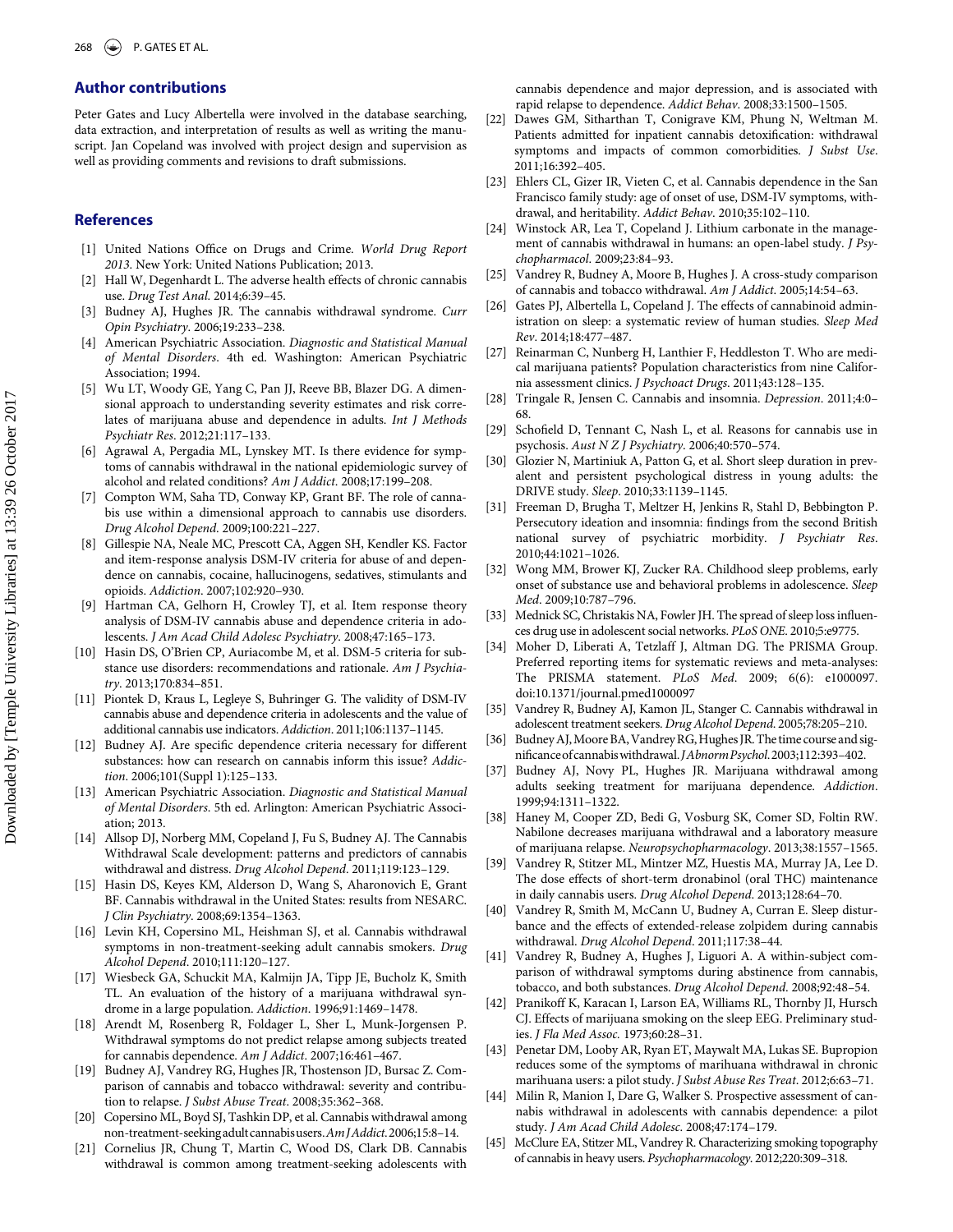## Author contributions

Peter Gates and Lucy Albertella were involved in the database searching, data extraction, and interpretation of results as well as writing the manuscript. Jan Copeland was involved with project design and supervision as well as providing comments and revisions to draft submissions.

## References

[1] United Nations Office on Drugs and Crime. *World Drug Report 2013*. New York: United Nations Publication; 2013.

[2] Hall W, Degenhardt L. The adverse health effects of chronic cannabis use. *Drug Test Anal*. 2014;6:39–45.

[3] Budney AJ, Hughes JR. The cannabis withdrawal syndrome. *Curr Opin Psychiatry*. 2006;19:233–238.

[4] American Psychiatric Association. *Diagnostic and Statistical Manual of Mental Disorders*. 4th ed. Washington: American Psychiatric Association; 1994.

[5] Wu LT, Woody GE, Yang C, Pan JJ, Reeve BB, Blazer DG. A dimensional approach to understanding severity estimates and risk correlates of marijuana abuse and dependence in adults. *Int J Methods Psychiatr Res*. 2012;21:117–133.

[6] Agrawal A, Pergadia ML, Lynskey MT. Is there evidence for symptoms of cannabis withdrawal in the national epidemiologic survey of alcohol and related conditions? *Am J Addict*. 2008;17:199–208.

[7] Compton WM, Saha TD, Conway KP, Grant BF. The role of cannabis use within a dimensional approach to cannabis use disorders. *Drug Alcohol Depend*. 2009;100:221–227.

[8] Gillespie NA, Neale MC, Prescott CA, Aggen SH, Kendler KS. Factor and item-response analysis DSM-IV criteria for abuse of and dependence on cannabis, cocaine, hallucinogens, sedatives, stimulants and opioids. *Addiction*. 2007;102:920–930.

[9] Hartman CA, Gelhorn H, Crowley TJ, et al. Item response theory analysis of DSM-IV cannabis abuse and dependence criteria in adolescents. *J Am Acad Child Adolesc Psychiatry*. 2008;47:165–173.

[10] Hasin DS, O'Brien CP, Auriacombe M, et al. DSM-5 criteria for substance use disorders: recommendations and rationale. *Am J Psychiatry*. 2013;170:834–851.

[11] Piontek D, Kraus L, Legleye S, Buhringer G. The validity of DSM-IV cannabis abuse and dependence criteria in adolescents and the value of additional cannabis use indicators. *Addiction*. 2011;106:1137–1145.

[12] Budney AJ. Are specific dependence criteria necessary for different substances: how can research on cannabis inform this issue? *Addiction*. 2006;101(Suppl 1):125–133.

[13] American Psychiatric Association. *Diagnostic and Statistical Manual of Mental Disorders*. 5th ed. Arlington: American Psychiatric Association; 2013.

[14] Allsop DJ, Norberg MM, Copeland J, Fu S, Budney AJ. The Cannabis Withdrawal Scale development: patterns and predictors of cannabis withdrawal and distress. *Drug Alcohol Depend*. 2011;119:123–129.

[15] Hasin DS, Keyes KM, Alderson D, Wang S, Aharonovich E, Grant BF. Cannabis withdrawal in the United States: results from NESARC. *J Clin Psychiatry*. 2008;69:1354–1363.

[16] Levin KH, Copersino ML, Heishman SJ, et al. Cannabis withdrawal symptoms in non-treatment-seeking adult cannabis smokers. *Drug Alcohol Depend*. 2010;111:120–127.

[17] Wiesbeck GA, Schuckit MA, Kalmijn JA, Tipp JE, Bucholz K, Smith TL. An evaluation of the history of a marijuana withdrawal syndrome in a large population. *Addiction*. 1996;91:1469–1478.

[18] Arendt M, Rosenberg R, Foldager L, Sher L, Munk-Jorgensen P. Withdrawal symptoms do not predict relapse among subjects treated for cannabis dependence. *Am J Addict*. 2007;16:461–467.

[19] Budney AJ, Vandrey RG, Hughes JR, Thostenson JD, Bursac Z. Comparison of cannabis and tobacco withdrawal: severity and contribution to relapse. *J Subst Abuse Treat*. 2008;35:362–368.

[20] Copersino ML, Boyd SJ, Tashkin DP, et al. Cannabis withdrawal among non-treatment-seeking adult cannabis users. *Am J Addict*. 2006;15:8–14.

[21] Cornelius JR, Chung T, Martin C, Wood DS, Clark DB. Cannabis withdrawal is common among treatment-seeking adolescents with cannabis dependence and major depression, and is associated with rapid relapse to dependence. *Addict Behav*. 2008;33:1500–1505.

[22] Dawes GM, Sitharthan T, Conigrave KM, Phung N, Weltman M. Patients admitted for inpatient cannabis detoxification: withdrawal symptoms and impacts of common comorbidities. *J Subst Use*. 2011;16:392–405.

[23] Ehlers CL, Gizer IR, Vieten C, et al. Cannabis dependence in the San Francisco family study: age of onset of use, DSM-IV symptoms, withdrawal, and heritability. *Addict Behav*. 2010;35:102–110.

[24] Winstock AR, Lea T, Copeland J. Lithium carbonate in the management of cannabis withdrawal in humans: an open-label study. *J Psychopharmacol*. 2009;23:84–93.

[25] Vandrey R, Budney A, Moore B, Hughes J. A cross-study comparison of cannabis and tobacco withdrawal. *Am J Addict*. 2005;14:54–63.

[26] Gates PJ, Albertella L, Copeland J. The effects of cannabinoid administration on sleep: a systematic review of human studies. *Sleep Med Rev*. 2014;18:477–487.

[27] Reinarman C, Nunberg H, Lanthier F, Heddleston T. Who are medical marijuana patients? Population characteristics from nine California assessment clinics. *J Psychoact Drugs*. 2011;43:128–135.

[28] Tringale R, Jensen C. Cannabis and insomnia. *Depression*. 2011;4:0–68.

[29] Schofield D, Tennant C, Nash L, et al. Reasons for cannabis use in psychosis. *Aust N Z J Psychiatry*. 2006;40:570–574.

[30] Glozier N, Martiniuk A, Patton G, et al. Short sleep duration in prevalent and persistent psychological distress in young adults: the DRIVE study. *Sleep*. 2010;33:1139–1145.

[31] Freeman D, Brugha T, Meltzer H, Jenkins R, Stahl D, Bebbington P. Persecutory ideation and insomnia: findings from the second British national survey of psychiatric morbidity. *J Psychiatr Res*. 2010;44:1021–1026.

[32] Wong MM, Brower KJ, Zucker RA. Childhood sleep problems, early onset of substance use and behavioral problems in adolescence. *Sleep Med*. 2009;10:787–796.

[33] Mednick SC, Christakis NA, Fowler JH. The spread of sleep loss influences drug use in adolescent social networks. *PLoS ONE*. 2010;5:e9775.

[34] Moher D, Liberati A, Tetzlaff J, Altman DG. The PRISMA Group. Preferred reporting items for systematic reviews and meta-analyses: The PRISMA statement. *PLoS Med*. 2009; 6(6): e1000097. doi:10.1371/journal.pmed1000097

[35] Vandrey R, Budney AJ, Kamon JL, Stanger C. Cannabis withdrawal in adolescent treatment seekers. *Drug Alcohol Depend*. 2005;78:205–210.

[36] Budney AJ, Moore BA, Vandrey RG, Hughes JR. The time course and significance of cannabis withdrawal. *J Abnorm Psychol*. 2003;112:393–402.

[37] Budney AJ, Novy PL, Hughes JR. Marijuana withdrawal among adults seeking treatment for marijuana dependence. *Addiction*. 1999;94:1311–1322.

[38] Haney M, Cooper ZD, Bedi G, Vosburg SK, Comer SD, Foltin RW. Nabilone decreases marijuana withdrawal and a laboratory measure of marijuana relapse. *Neuropsychopharmacology*. 2013;38:1557–1565.

[39] Vandrey R, Stitzer ML, Mintzer MZ, Huestis MA, Murray JA, Lee D. The dose effects of short-term dronabinol (oral THC) maintenance in daily cannabis users. *Drug Alcohol Depend*. 2013;128:64–70.

[40] Vandrey R, Smith M, McCann U, Budney A, Curran E. Sleep disturbance and the effects of extended-release zolpidem during cannabis withdrawal. *Drug Alcohol Depend*. 2011;117:38–44.

[41] Vandrey R, Budney A, Hughes J, Liguori A. A within-subject comparison of withdrawal symptoms during abstinence from cannabis, tobacco, and both substances. *Drug Alcohol Depend*. 2008;92:48–54.

[42] Pranikoff K, Karacan I, Larson EA, Williams RL, Thornby JI, Hursch CJ. Effects of marijuana smoking on the sleep EEG. Preliminary studies. *J Fla Med Assoc*. 1973;60:28–31.

[43] Penetar DM, Looby AR, Ryan ET, Maywalt MA, Lukas SE. Bupropion reduces some of the symptoms of marihuana withdrawal in chronic marihuana users: a pilot study. *J Subst Abuse Res Treat*. 2012;6:63–71.

[44] Milin R, Manion I, Dare G, Walker S. Prospective assessment of cannabis withdrawal in adolescents with cannabis dependence: a pilot study. *J Am Acad Child Adolesc*. 2008;47:174–179.

[45] McClure EA, Stitzer ML, Vandrey R. Characterizing smoking topography of cannabis in heavy users. *Psychopharmacology*. 2012;220:309–318.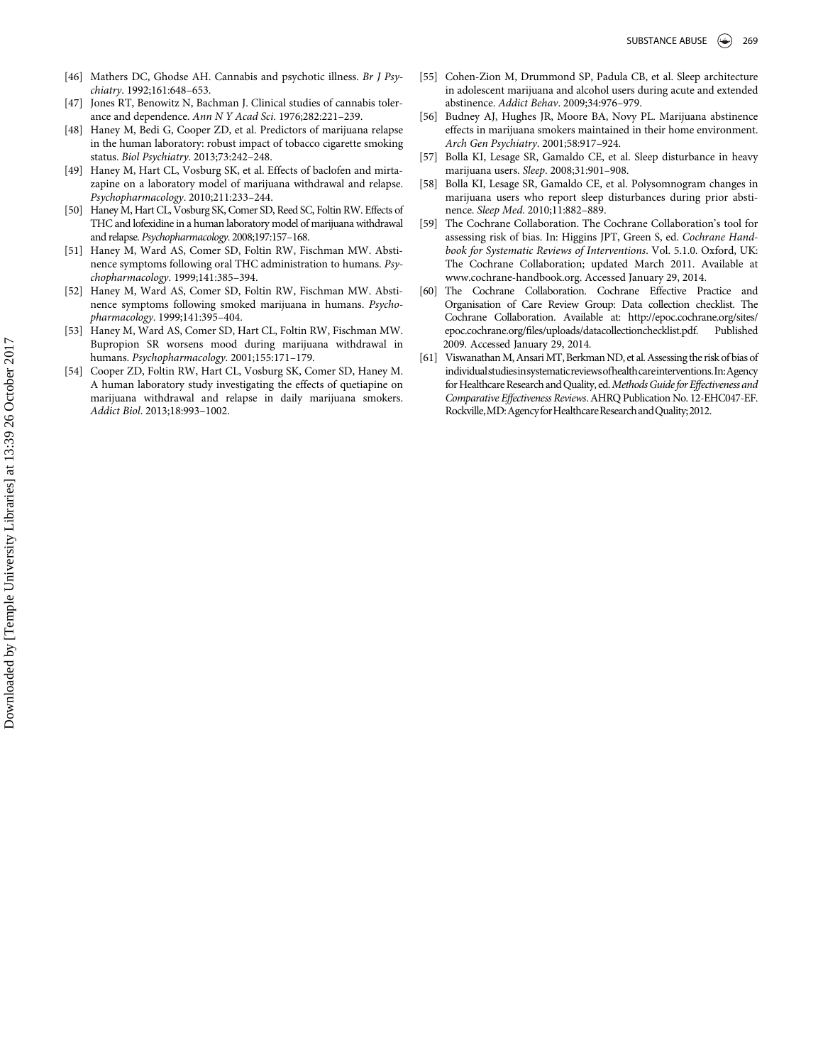[46] Mathers DC, Ghodse AH. Cannabis and psychotic illness. *Br J Psychiatry*. 1992;161:648–653.

[47] Jones RT, Benowitz N, Bachman J. Clinical studies of cannabis tolerance and dependence. *Ann N Y Acad Sci*. 1976;282:221–239.

[48] Haney M, Bedi G, Cooper ZD, et al. Predictors of marijuana relapse in the human laboratory: robust impact of tobacco cigarette smoking status. *Biol Psychiatry*. 2013;73:242–248.

[49] Haney M, Hart CL, Vosburg SK, et al. Effects of baclofen and mirtazapine on a laboratory model of marijuana withdrawal and relapse. *Psychopharmacology*. 2010;211:233–244.

[50] Haney M, Hart CL, Vosburg SK, Comer SD, Reed SC, Foltin RW. Effects of THC and lofexidine in a human laboratory model of marijuana withdrawal and relapse. *Psychopharmacology*. 2008;197:157–168.

[51] Haney M, Ward AS, Comer SD, Foltin RW, Fischman MW. Abstinence symptoms following oral THC administration to humans. *Psychopharmacology*. 1999;141:385–394.

[52] Haney M, Ward AS, Comer SD, Foltin RW, Fischman MW. Abstinence symptoms following smoked marijuana in humans. *Psychopharmacology*. 1999;141:395–404.

[53] Haney M, Ward AS, Comer SD, Hart CL, Foltin RW, Fischman MW. Bupropion SR worsens mood during marijuana withdrawal in humans. *Psychopharmacology*. 2001;155:171–179.

[54] Cooper ZD, Foltin RW, Hart CL, Vosburg SK, Comer SD, Haney M. A human laboratory study investigating the effects of quetiapine on marijuana withdrawal and relapse in daily marijuana smokers. *Addict Biol*. 2013;18:993–1002.

[55] Cohen-Zion M, Drummond SP, Padula CB, et al. Sleep architecture in adolescent marijuana and alcohol users during acute and extended abstinence. *Addict Behav*. 2009;34:976–979.

[56] Budney AJ, Hughes JR, Moore BA, Novy PL. Marijuana abstinence effects in marijuana smokers maintained in their home environment. *Arch Gen Psychiatry*. 2001;58:917–924.

[57] Bolla KI, Lesage SR, Gamaldo CE, et al. Sleep disturbance in heavy marijuana users. *Sleep*. 2008;31:901–908.

[58] Bolla KI, Lesage SR, Gamaldo CE, et al. Polysomnogram changes in marijuana users who report sleep disturbances during prior abstinence. *Sleep Med*. 2010;11:882–889.

[59] The Cochrane Collaboration. The Cochrane Collaboration's tool for assessing risk of bias. In: Higgins JPT, Green S, ed. *Cochrane Handbook for Systematic Reviews of Interventions*. Vol. 5.1.0. Oxford, UK: The Cochrane Collaboration; updated March 2011. Available at www.cochrane-handbook.org. Accessed January 29, 2014.

[60] The Cochrane Collaboration. Cochrane Effective Practice and Organisation of Care Review Group: Data collection checklist. The Cochrane Collaboration. Available at: http://epoc.cochrane.org/sites/epoc.cochrane.org/files/uploads/datacollectionchecklist.pdf. Published 2009. Accessed January 29, 2014.

[61] Viswanathan M, Ansari MT, Berkman ND, et al. Assessing the risk of bias of individual studies in systematic reviews of health care interventions. In: Agency for Healthcare Research and Quality, ed. *Methods Guide for Effectiveness and Comparative Effectiveness Reviews*. AHRQ Publication No. 12-EHC047-EF. Rockville, MD: Agency for Healthcare Research and Quality; 2012.